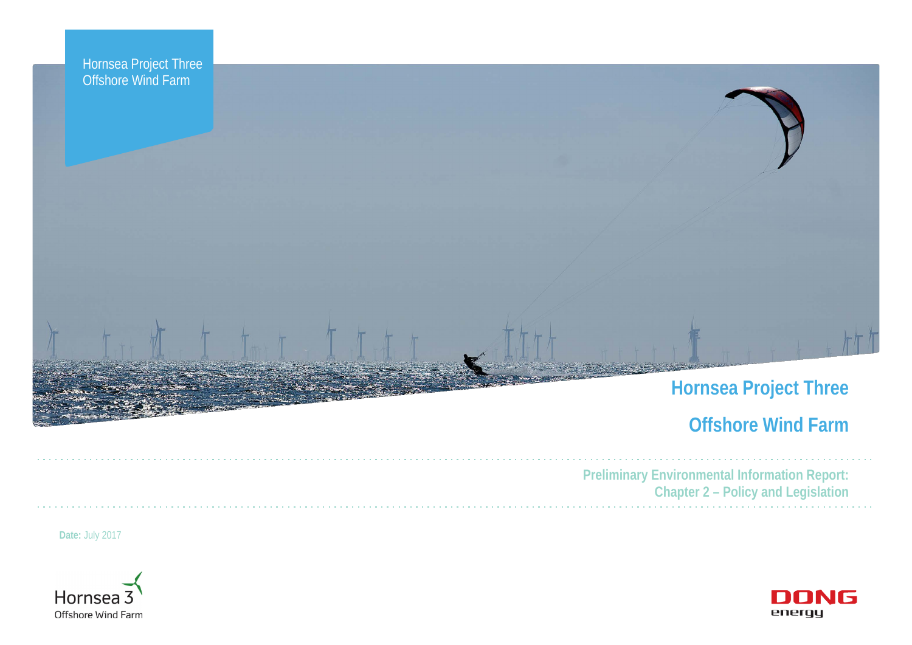Hornsea Project Three
Offshore Wind Farm

# Hornsea Project Three

# Offshore Wind Farm

## Preliminary Environmental Information Report: Chapter 2 – Policy and Legislation

**Date:** July 2017

Hornsea 3
Offshore Wind Farm

DONG
energy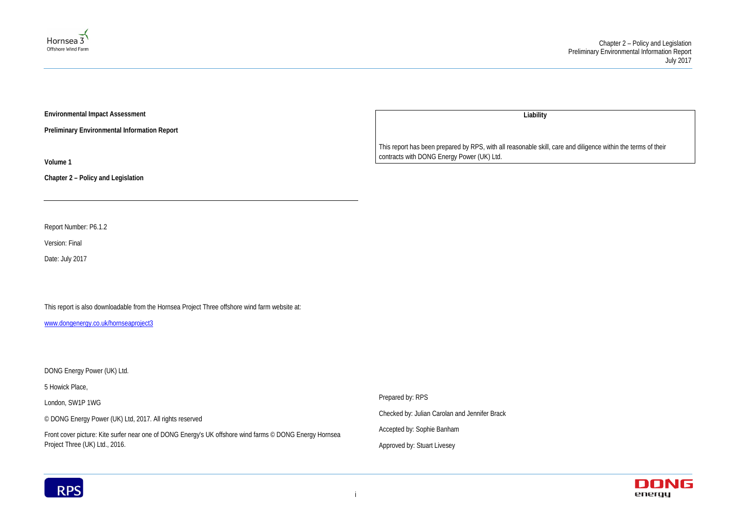**Environmental Impact Assessment**

**Preliminary Environmental Information Report**

**Volume 1**

**Chapter 2 – Policy and Legislation**

---

Report Number: P6.1.2

Version: Final

Date: July 2017

This report is also downloadable from the Hornsea Project Three offshore wind farm website at:

www.dongenergy.co.uk/hornseaproject3

DONG Energy Power (UK) Ltd.

5 Howick Place,

London, SW1P 1WG

© DONG Energy Power (UK) Ltd, 2017. All rights reserved

Front cover picture: Kite surfer near one of DONG Energy's UK offshore wind farms © DONG Energy Hornsea Project Three (UK) Ltd., 2016.

| Liability |
|---|
| This report has been prepared by RPS, with all reasonable skill, care and diligence within the terms of their contracts with DONG Energy Power (UK) Ltd. |

Prepared by: RPS

Checked by: Julian Carolan and Jennifer Brack

Accepted by: Sophie Banham

Approved by: Stuart Livesey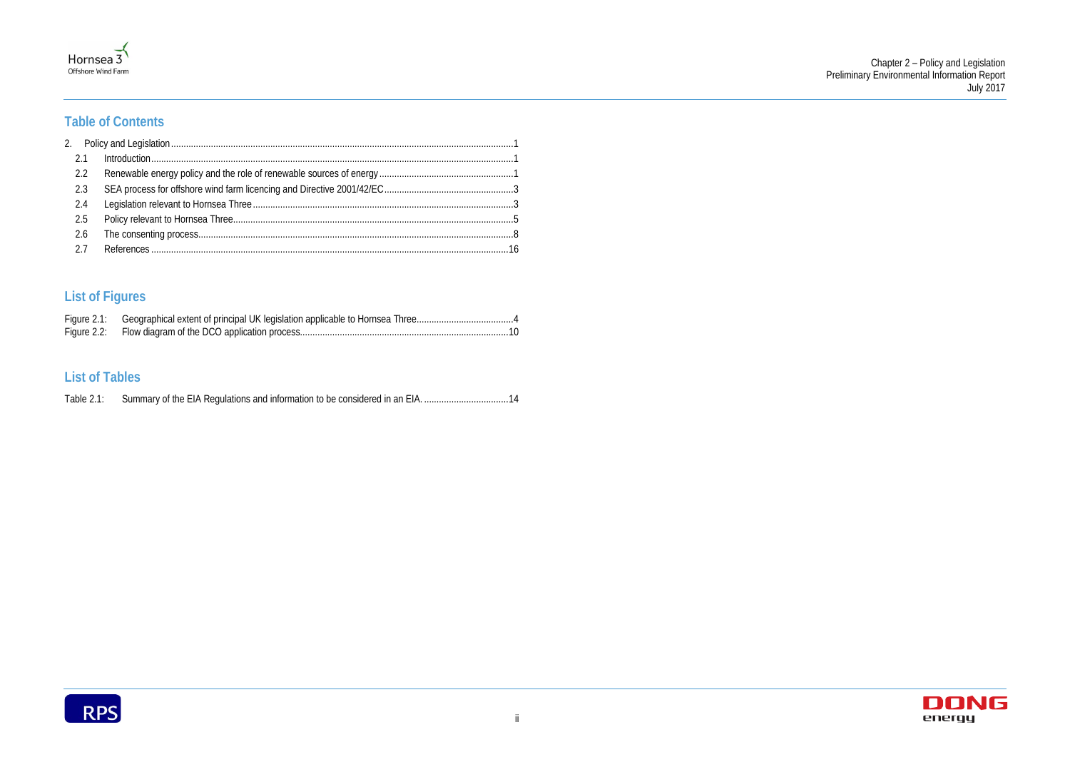## Table of Contents

2. Policy and Legislation ........ 1
   - 2.1 Introduction ........ 1
   - 2.2 Renewable energy policy and the role of renewable sources of energy ........ 1
   - 2.3 SEA process for offshore wind farm licencing and Directive 2001/42/EC ........ 3
   - 2.4 Legislation relevant to Hornsea Three ........ 3
   - 2.5 Policy relevant to Hornsea Three ........ 5
   - 2.6 The consenting process ........ 8
   - 2.7 References ........ 16

## List of Figures

Figure 2.1: Geographical extent of principal UK legislation applicable to Hornsea Three ........ 4

Figure 2.2: Flow diagram of the DCO application process ........ 10

## List of Tables

Table 2.1: Summary of the EIA Regulations and information to be considered in an EIA. ........ 14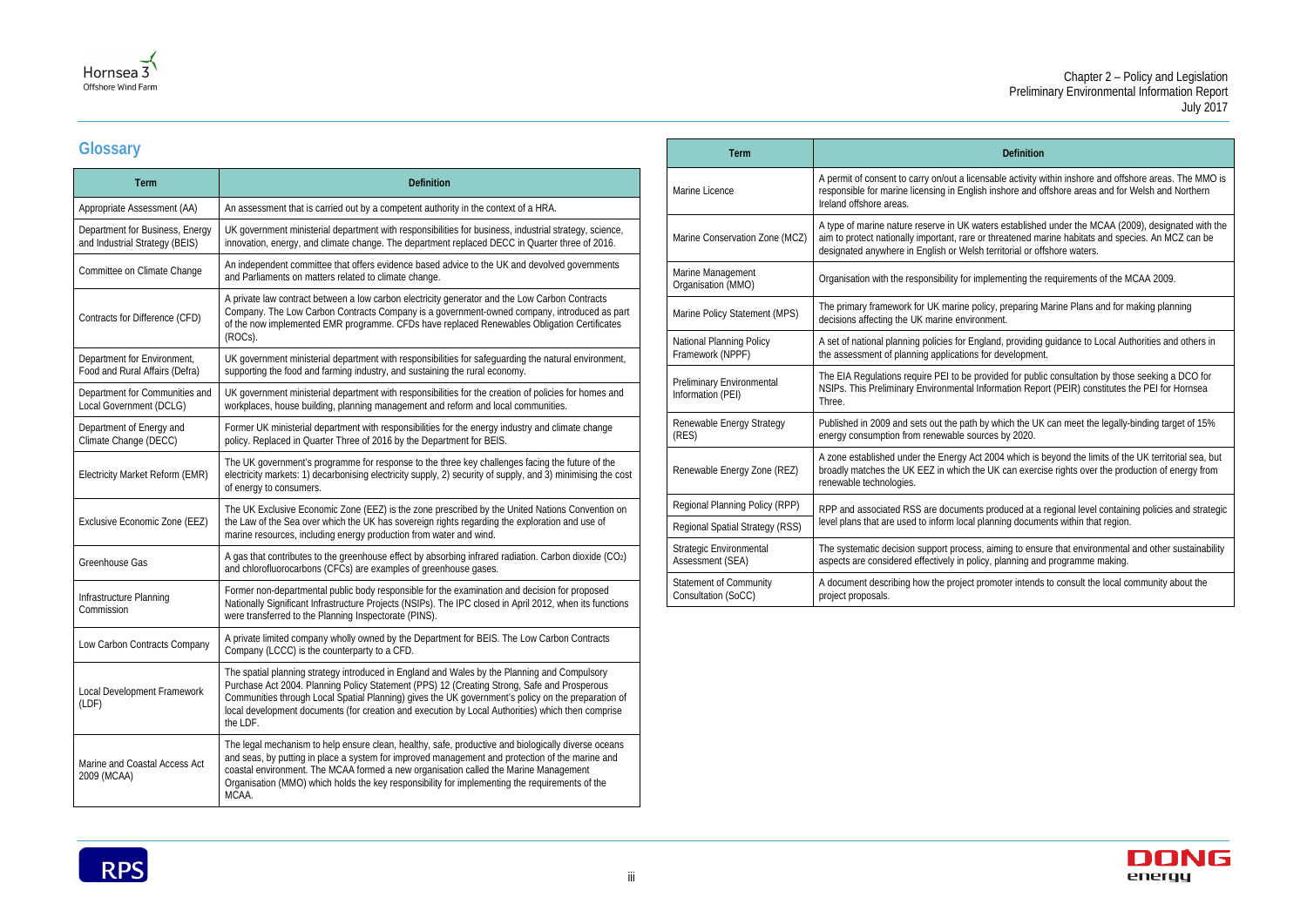## Glossary

| Term | Definition |
|---|---|
| Appropriate Assessment (AA) | An assessment that is carried out by a competent authority in the context of a HRA. |
| Department for Business, Energy and Industrial Strategy (BEIS) | UK government ministerial department with responsibilities for business, industrial strategy, science, innovation, energy, and climate change. The department replaced DECC in Quarter three of 2016. |
| Committee on Climate Change | An independent committee that offers evidence based advice to the UK and devolved governments and Parliaments on matters related to climate change. |
| Contracts for Difference (CFD) | A private law contract between a low carbon electricity generator and the Low Carbon Contracts Company. The Low Carbon Contracts Company is a government-owned company, introduced as part of the now implemented EMR programme. CFDs have replaced Renewables Obligation Certificates (ROCs). |
| Department for Environment, Food and Rural Affairs (Defra) | UK government ministerial department with responsibilities for safeguarding the natural environment, supporting the food and farming industry, and sustaining the rural economy. |
| Department for Communities and Local Government (DCLG) | UK government ministerial department with responsibilities for the creation of policies for homes and workplaces, house building, planning management and reform and local communities. |
| Department of Energy and Climate Change (DECC) | Former UK ministerial department with responsibilities for the energy industry and climate change policy. Replaced in Quarter Three of 2016 by the Department for BEIS. |
| Electricity Market Reform (EMR) | The UK government's programme for response to the three key challenges facing the future of the electricity markets: 1) decarbonising electricity supply, 2) security of supply, and 3) minimising the cost of energy to consumers. |
| Exclusive Economic Zone (EEZ) | The UK Exclusive Economic Zone (EEZ) is the zone prescribed by the United Nations Convention on the Law of the Sea over which the UK has sovereign rights regarding the exploration and use of marine resources, including energy production from water and wind. |
| Greenhouse Gas | A gas that contributes to the greenhouse effect by absorbing infrared radiation. Carbon dioxide ($CO_2$) and chlorofluorocarbons (CFCs) are examples of greenhouse gases. |
| Infrastructure Planning Commission | Former non-departmental public body responsible for the examination and decision for proposed Nationally Significant Infrastructure Projects (NSIPs). The IPC closed in April 2012, when its functions were transferred to the Planning Inspectorate (PINS). |
| Low Carbon Contracts Company | A private limited company wholly owned by the Department for BEIS. The Low Carbon Contracts Company (LCCC) is the counterparty to a CFD. |
| Local Development Framework (LDF) | The spatial planning strategy introduced in England and Wales by the Planning and Compulsory Purchase Act 2004. Planning Policy Statement (PPS) 12 (Creating Strong, Safe and Prosperous Communities through Local Spatial Planning) gives the UK government's policy on the preparation of local development documents (for creation and execution by Local Authorities) which then comprise the LDF. |
| Marine and Coastal Access Act 2009 (MCAA) | The legal mechanism to help ensure clean, healthy, safe, productive and biologically diverse oceans and seas, by putting in place a system for improved management and protection of the marine and coastal environment. The MCAA formed a new organisation called the Marine Management Organisation (MMO) which holds the key responsibility for implementing the requirements of the MCAA. |
| Marine Licence | A permit of consent to carry on/out a licensable activity within inshore and offshore areas. The MMO is responsible for marine licensing in English inshore and offshore areas and for Welsh and Northern Ireland offshore areas. |
| Marine Conservation Zone (MCZ) | A type of marine nature reserve in UK waters established under the MCAA (2009), designated with the aim to protect nationally important, rare or threatened marine habitats and species. An MCZ can be designated anywhere in English or Welsh territorial or offshore waters. |
| Marine Management Organisation (MMO) | Organisation with the responsibility for implementing the requirements of the MCAA 2009. |
| Marine Policy Statement (MPS) | The primary framework for UK marine policy, preparing Marine Plans and for making planning decisions affecting the UK marine environment. |
| National Planning Policy Framework (NPPF) | A set of national planning policies for England, providing guidance to Local Authorities and others in the assessment of planning applications for development. |
| Preliminary Environmental Information (PEI) | The EIA Regulations require PEI to be provided for public consultation by those seeking a DCO for NSIPs. This Preliminary Environmental Information Report (PEIR) constitutes the PEI for Hornsea Three. |
| Renewable Energy Strategy (RES) | Published in 2009 and sets out the path by which the UK can meet the legally-binding target of 15% energy consumption from renewable sources by 2020. |
| Renewable Energy Zone (REZ) | A zone established under the Energy Act 2004 which is beyond the limits of the UK territorial sea, but broadly matches the UK EEZ in which the UK can exercise rights over the production of energy from renewable technologies. |
| Regional Planning Policy (RPP) | RPP and associated RSS are documents produced at a regional level containing policies and strategic level plans that are used to inform local planning documents within that region. |
| Regional Spatial Strategy (RSS) | |
| Strategic Environmental Assessment (SEA) | The systematic decision support process, aiming to ensure that environmental and other sustainability aspects are considered effectively in policy, planning and programme making. |
| Statement of Community Consultation (SoCC) | A document describing how the project promoter intends to consult the local community about the project proposals. |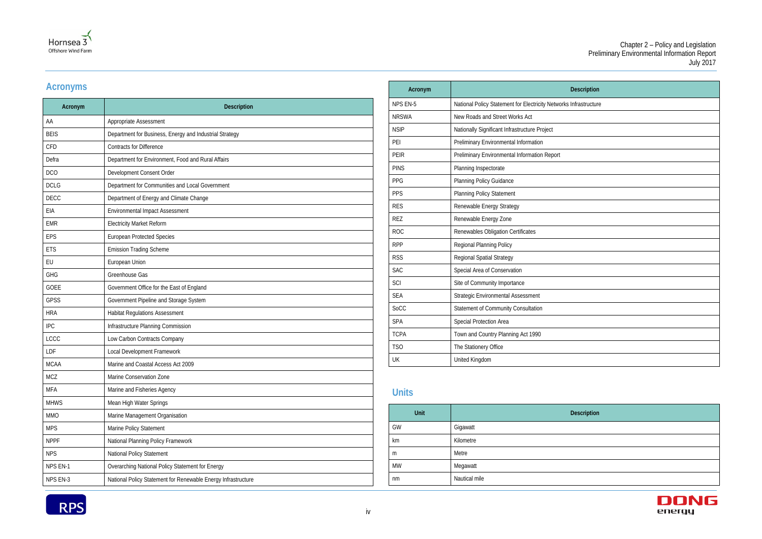## Acronyms

| Acronym | Description |
|---|---|
| AA | Appropriate Assessment |
| BEIS | Department for Business, Energy and Industrial Strategy |
| CFD | Contracts for Difference |
| Defra | Department for Environment, Food and Rural Affairs |
| DCO | Development Consent Order |
| DCLG | Department for Communities and Local Government |
| DECC | Department of Energy and Climate Change |
| EIA | Environmental Impact Assessment |
| EMR | Electricity Market Reform |
| EPS | European Protected Species |
| ETS | Emission Trading Scheme |
| EU | European Union |
| GHG | Greenhouse Gas |
| GOEE | Government Office for the East of England |
| GPSS | Government Pipeline and Storage System |
| HRA | Habitat Regulations Assessment |
| IPC | Infrastructure Planning Commission |
| LCCC | Low Carbon Contracts Company |
| LDF | Local Development Framework |
| MCAA | Marine and Coastal Access Act 2009 |
| MCZ | Marine Conservation Zone |
| MFA | Marine and Fisheries Agency |
| MHWS | Mean High Water Springs |
| MMO | Marine Management Organisation |
| MPS | Marine Policy Statement |
| NPPF | National Planning Policy Framework |
| NPS | National Policy Statement |
| NPS EN-1 | Overarching National Policy Statement for Energy |
| NPS EN-3 | National Policy Statement for Renewable Energy Infrastructure |
| NPS EN-5 | National Policy Statement for Electricity Networks Infrastructure |
| NRSWA | New Roads and Street Works Act |
| NSIP | Nationally Significant Infrastructure Project |
| PEI | Preliminary Environmental Information |
| PEIR | Preliminary Environmental Information Report |
| PINS | Planning Inspectorate |
| PPG | Planning Policy Guidance |
| PPS | Planning Policy Statement |
| RES | Renewable Energy Strategy |
| REZ | Renewable Energy Zone |
| ROC | Renewables Obligation Certificates |
| RPP | Regional Planning Policy |
| RSS | Regional Spatial Strategy |
| SAC | Special Area of Conservation |
| SCI | Site of Community Importance |
| SEA | Strategic Environmental Assessment |
| SoCC | Statement of Community Consultation |
| SPA | Special Protection Area |
| TCPA | Town and Country Planning Act 1990 |
| TSO | The Stationery Office |
| UK | United Kingdom |

## Units

| Unit | Description |
|---|---|
| GW | Gigawatt |
| km | Kilometre |
| m | Metre |
| MW | Megawatt |
| nm | Nautical mile |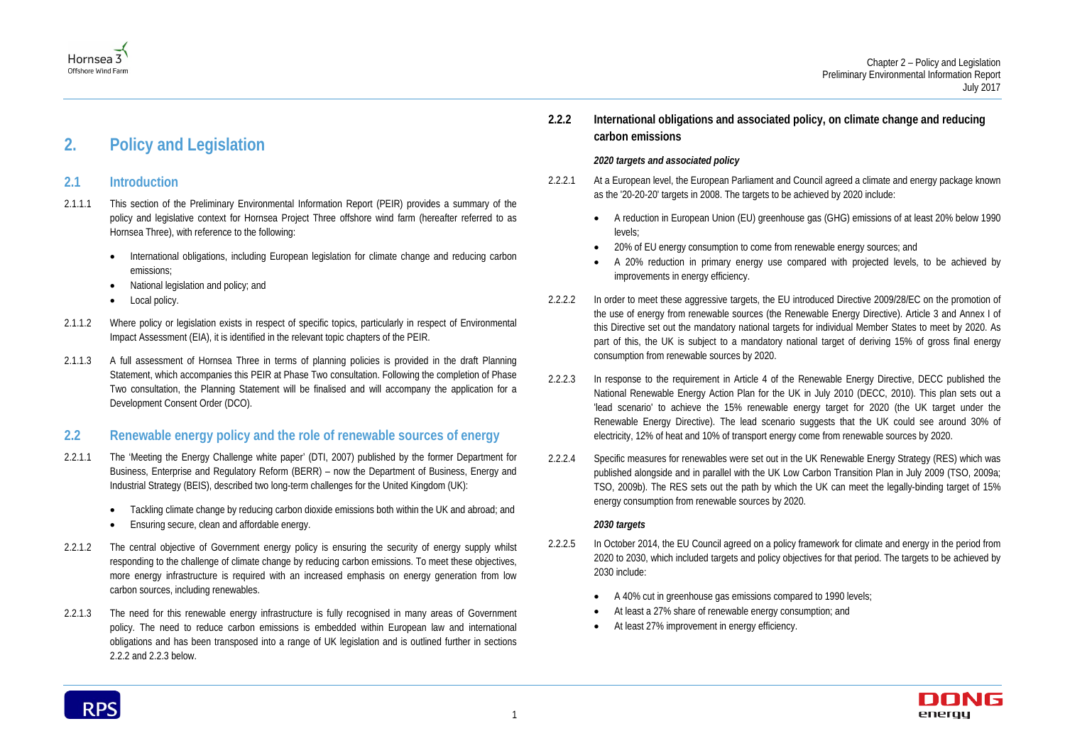# 2. Policy and Legislation

## 2.1 Introduction

2.1.1.1 This section of the Preliminary Environmental Information Report (PEIR) provides a summary of the policy and legislative context for Hornsea Project Three offshore wind farm (hereafter referred to as Hornsea Three), with reference to the following:

- International obligations, including European legislation for climate change and reducing carbon emissions;
- National legislation and policy; and
- Local policy.

2.1.1.2 Where policy or legislation exists in respect of specific topics, particularly in respect of Environmental Impact Assessment (EIA), it is identified in the relevant topic chapters of the PEIR.

2.1.1.3 A full assessment of Hornsea Three in terms of planning policies is provided in the draft Planning Statement, which accompanies this PEIR at Phase Two consultation. Following the completion of Phase Two consultation, the Planning Statement will be finalised and will accompany the application for a Development Consent Order (DCO).

## 2.2 Renewable energy policy and the role of renewable sources of energy

2.2.1.1 The 'Meeting the Energy Challenge white paper' (DTI, 2007) published by the former Department for Business, Enterprise and Regulatory Reform (BERR) – now the Department of Business, Energy and Industrial Strategy (BEIS), described two long-term challenges for the United Kingdom (UK):

- Tackling climate change by reducing carbon dioxide emissions both within the UK and abroad; and
- Ensuring secure, clean and affordable energy.

2.2.1.2 The central objective of Government energy policy is ensuring the security of energy supply whilst responding to the challenge of climate change by reducing carbon emissions. To meet these objectives, more energy infrastructure is required with an increased emphasis on energy generation from low carbon sources, including renewables.

2.2.1.3 The need for this renewable energy infrastructure is fully recognised in many areas of Government policy. The need to reduce carbon emissions is embedded within European law and international obligations and has been transposed into a range of UK legislation and is outlined further in sections 2.2.2 and 2.2.3 below.

### 2.2.2 International obligations and associated policy, on climate change and reducing carbon emissions

***2020 targets and associated policy***

2.2.2.1 At a European level, the European Parliament and Council agreed a climate and energy package known as the '20-20-20' targets in 2008. The targets to be achieved by 2020 include:

- A reduction in European Union (EU) greenhouse gas (GHG) emissions of at least 20% below 1990 levels;
- 20% of EU energy consumption to come from renewable energy sources; and
- A 20% reduction in primary energy use compared with projected levels, to be achieved by improvements in energy efficiency.

2.2.2.2 In order to meet these aggressive targets, the EU introduced Directive 2009/28/EC on the promotion of the use of energy from renewable sources (the Renewable Energy Directive). Article 3 and Annex I of this Directive set out the mandatory national targets for individual Member States to meet by 2020. As part of this, the UK is subject to a mandatory national target of deriving 15% of gross final energy consumption from renewable sources by 2020.

2.2.2.3 In response to the requirement in Article 4 of the Renewable Energy Directive, DECC published the National Renewable Energy Action Plan for the UK in July 2010 (DECC, 2010). This plan sets out a 'lead scenario' to achieve the 15% renewable energy target for 2020 (the UK target under the Renewable Energy Directive). The lead scenario suggests that the UK could see around 30% of electricity, 12% of heat and 10% of transport energy come from renewable sources by 2020.

2.2.2.4 Specific measures for renewables were set out in the UK Renewable Energy Strategy (RES) which was published alongside and in parallel with the UK Low Carbon Transition Plan in July 2009 (TSO, 2009a; TSO, 2009b). The RES sets out the path by which the UK can meet the legally-binding target of 15% energy consumption from renewable sources by 2020.

***2030 targets***

2.2.2.5 In October 2014, the EU Council agreed on a policy framework for climate and energy in the period from 2020 to 2030, which included targets and policy objectives for that period. The targets to be achieved by 2030 include:

- A 40% cut in greenhouse gas emissions compared to 1990 levels;
- At least a 27% share of renewable energy consumption; and
- At least 27% improvement in energy efficiency.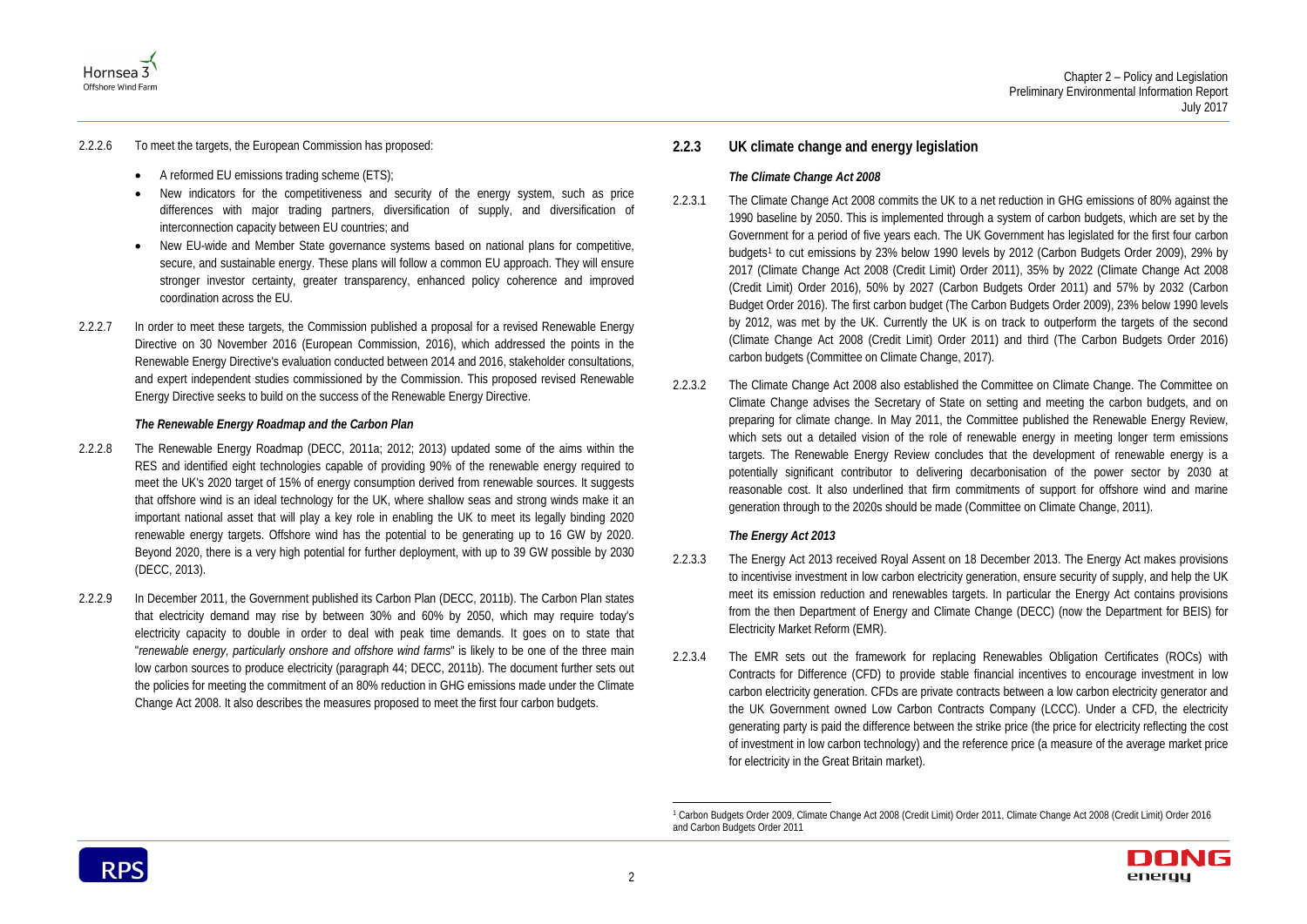2.2.2.6 To meet the targets, the European Commission has proposed:

- A reformed EU emissions trading scheme (ETS);
- New indicators for the competitiveness and security of the energy system, such as price differences with major trading partners, diversification of supply, and diversification of interconnection capacity between EU countries; and
- New EU-wide and Member State governance systems based on national plans for competitive, secure, and sustainable energy. These plans will follow a common EU approach. They will ensure stronger investor certainty, greater transparency, enhanced policy coherence and improved coordination across the EU.

2.2.2.7 In order to meet these targets, the Commission published a proposal for a revised Renewable Energy Directive on 30 November 2016 (European Commission, 2016), which addressed the points in the Renewable Energy Directive's evaluation conducted between 2014 and 2016, stakeholder consultations, and expert independent studies commissioned by the Commission. This proposed revised Renewable Energy Directive seeks to build on the success of the Renewable Energy Directive.

#### *The Renewable Energy Roadmap and the Carbon Plan*

2.2.2.8 The Renewable Energy Roadmap (DECC, 2011a; 2012; 2013) updated some of the aims within the RES and identified eight technologies capable of providing 90% of the renewable energy required to meet the UK's 2020 target of 15% of energy consumption derived from renewable sources. It suggests that offshore wind is an ideal technology for the UK, where shallow seas and strong winds make it an important national asset that will play a key role in enabling the UK to meet its legally binding 2020 renewable energy targets. Offshore wind has the potential to be generating up to 16 GW by 2020. Beyond 2020, there is a very high potential for further deployment, with up to 39 GW possible by 2030 (DECC, 2013).

2.2.2.9 In December 2011, the Government published its Carbon Plan (DECC, 2011b). The Carbon Plan states that electricity demand may rise by between 30% and 60% by 2050, which may require today's electricity capacity to double in order to deal with peak time demands. It goes on to state that "*renewable energy, particularly onshore and offshore wind farms*" is likely to be one of the three main low carbon sources to produce electricity (paragraph 44; DECC, 2011b). The document further sets out the policies for meeting the commitment of an 80% reduction in GHG emissions made under the Climate Change Act 2008. It also describes the measures proposed to meet the first four carbon budgets.

### 2.2.3 UK climate change and energy legislation

#### *The Climate Change Act 2008*

2.2.3.1 The Climate Change Act 2008 commits the UK to a net reduction in GHG emissions of 80% against the 1990 baseline by 2050. This is implemented through a system of carbon budgets, which are set by the Government for a period of five years each. The UK Government has legislated for the first four carbon budgets[1] to cut emissions by 23% below 1990 levels by 2012 (Carbon Budgets Order 2009), 29% by 2017 (Climate Change Act 2008 (Credit Limit) Order 2011), 35% by 2022 (Climate Change Act 2008 (Credit Limit) Order 2016), 50% by 2027 (Carbon Budgets Order 2011) and 57% by 2032 (Carbon Budget Order 2016). The first carbon budget (The Carbon Budgets Order 2009), 23% below 1990 levels by 2012, was met by the UK. Currently the UK is on track to outperform the targets of the second (Climate Change Act 2008 (Credit Limit) Order 2011) and third (The Carbon Budgets Order 2016) carbon budgets (Committee on Climate Change, 2017).

2.2.3.2 The Climate Change Act 2008 also established the Committee on Climate Change. The Committee on Climate Change advises the Secretary of State on setting and meeting the carbon budgets, and on preparing for climate change. In May 2011, the Committee published the Renewable Energy Review, which sets out a detailed vision of the role of renewable energy in meeting longer term emissions targets. The Renewable Energy Review concludes that the development of renewable energy is a potentially significant contributor to delivering decarbonisation of the power sector by 2030 at reasonable cost. It also underlined that firm commitments of support for offshore wind and marine generation through to the 2020s should be made (Committee on Climate Change, 2011).

#### *The Energy Act 2013*

2.2.3.3 The Energy Act 2013 received Royal Assent on 18 December 2013. The Energy Act makes provisions to incentivise investment in low carbon electricity generation, ensure security of supply, and help the UK meet its emission reduction and renewables targets. In particular the Energy Act contains provisions from the then Department of Energy and Climate Change (DECC) (now the Department for BEIS) for Electricity Market Reform (EMR).

2.2.3.4 The EMR sets out the framework for replacing Renewables Obligation Certificates (ROCs) with Contracts for Difference (CFD) to provide stable financial incentives to encourage investment in low carbon electricity generation. CFDs are private contracts between a low carbon electricity generator and the UK Government owned Low Carbon Contracts Company (LCCC). Under a CFD, the electricity generating party is paid the difference between the strike price (the price for electricity reflecting the cost of investment in low carbon technology) and the reference price (a measure of the average market price for electricity in the Great Britain market).

---

[1] Carbon Budgets Order 2009, Climate Change Act 2008 (Credit Limit) Order 2011, Climate Change Act 2008 (Credit Limit) Order 2016 and Carbon Budgets Order 2011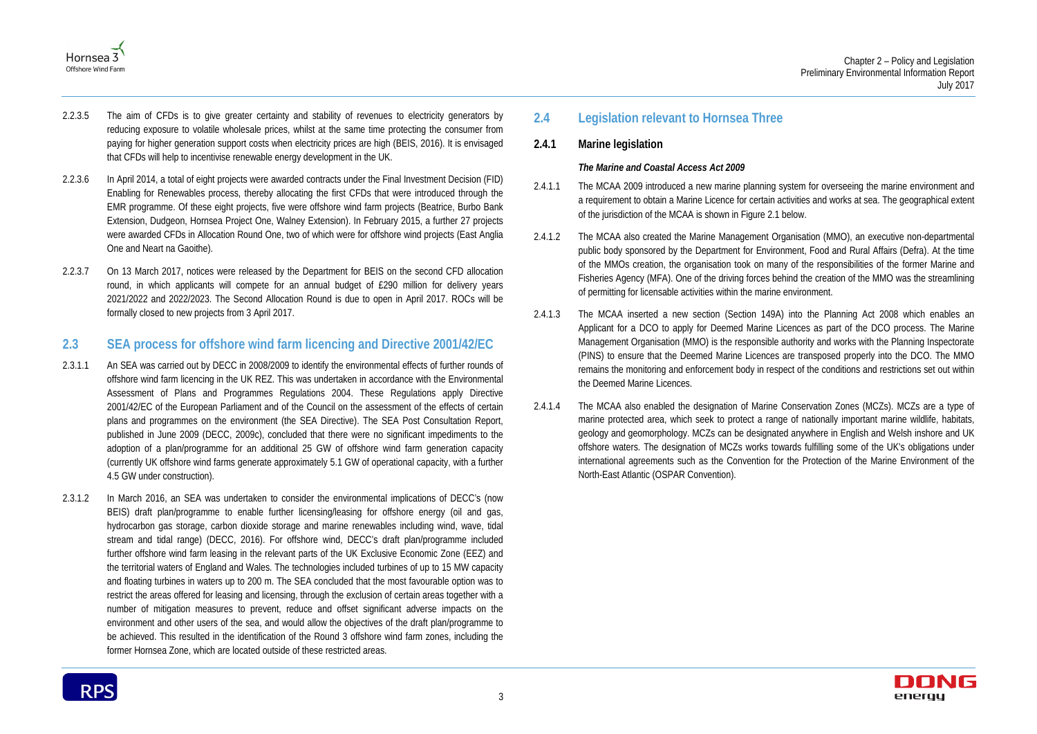2.2.3.5 The aim of CFDs is to give greater certainty and stability of revenues to electricity generators by reducing exposure to volatile wholesale prices, whilst at the same time protecting the consumer from paying for higher generation support costs when electricity prices are high (BEIS, 2016). It is envisaged that CFDs will help to incentivise renewable energy development in the UK.

2.2.3.6 In April 2014, a total of eight projects were awarded contracts under the Final Investment Decision (FID) Enabling for Renewables process, thereby allocating the first CFDs that were introduced through the EMR programme. Of these eight projects, five were offshore wind farm projects (Beatrice, Burbo Bank Extension, Dudgeon, Hornsea Project One, Walney Extension). In February 2015, a further 27 projects were awarded CFDs in Allocation Round One, two of which were for offshore wind projects (East Anglia One and Neart na Gaoithe).

2.2.3.7 On 13 March 2017, notices were released by the Department for BEIS on the second CFD allocation round, in which applicants will compete for an annual budget of £290 million for delivery years 2021/2022 and 2022/2023. The Second Allocation Round is due to open in April 2017. ROCs will be formally closed to new projects from 3 April 2017.

## 2.3 SEA process for offshore wind farm licencing and Directive 2001/42/EC

2.3.1.1 An SEA was carried out by DECC in 2008/2009 to identify the environmental effects of further rounds of offshore wind farm licencing in the UK REZ. This was undertaken in accordance with the Environmental Assessment of Plans and Programmes Regulations 2004. These Regulations apply Directive 2001/42/EC of the European Parliament and of the Council on the assessment of the effects of certain plans and programmes on the environment (the SEA Directive). The SEA Post Consultation Report, published in June 2009 (DECC, 2009c), concluded that there were no significant impediments to the adoption of a plan/programme for an additional 25 GW of offshore wind farm generation capacity (currently UK offshore wind farms generate approximately 5.1 GW of operational capacity, with a further 4.5 GW under construction).

2.3.1.2 In March 2016, an SEA was undertaken to consider the environmental implications of DECC's (now BEIS) draft plan/programme to enable further licensing/leasing for offshore energy (oil and gas, hydrocarbon gas storage, carbon dioxide storage and marine renewables including wind, wave, tidal stream and tidal range) (DECC, 2016). For offshore wind, DECC's draft plan/programme included further offshore wind farm leasing in the relevant parts of the UK Exclusive Economic Zone (EEZ) and the territorial waters of England and Wales. The technologies included turbines of up to 15 MW capacity and floating turbines in waters up to 200 m. The SEA concluded that the most favourable option was to restrict the areas offered for leasing and licensing, through the exclusion of certain areas together with a number of mitigation measures to prevent, reduce and offset significant adverse impacts on the environment and other users of the sea, and would allow the objectives of the draft plan/programme to be achieved. This resulted in the identification of the Round 3 offshore wind farm zones, including the former Hornsea Zone, which are located outside of these restricted areas.

## 2.4 Legislation relevant to Hornsea Three

### 2.4.1 Marine legislation

***The Marine and Coastal Access Act 2009***

2.4.1.1 The MCAA 2009 introduced a new marine planning system for overseeing the marine environment and a requirement to obtain a Marine Licence for certain activities and works at sea. The geographical extent of the jurisdiction of the MCAA is shown in Figure 2.1 below.

2.4.1.2 The MCAA also created the Marine Management Organisation (MMO), an executive non-departmental public body sponsored by the Department for Environment, Food and Rural Affairs (Defra). At the time of the MMOs creation, the organisation took on many of the responsibilities of the former Marine and Fisheries Agency (MFA). One of the driving forces behind the creation of the MMO was the streamlining of permitting for licensable activities within the marine environment.

2.4.1.3 The MCAA inserted a new section (Section 149A) into the Planning Act 2008 which enables an Applicant for a DCO to apply for Deemed Marine Licences as part of the DCO process. The Marine Management Organisation (MMO) is the responsible authority and works with the Planning Inspectorate (PINS) to ensure that the Deemed Marine Licences are transposed properly into the DCO. The MMO remains the monitoring and enforcement body in respect of the conditions and restrictions set out within the Deemed Marine Licences.

2.4.1.4 The MCAA also enabled the designation of Marine Conservation Zones (MCZs). MCZs are a type of marine protected area, which seek to protect a range of nationally important marine wildlife, habitats, geology and geomorphology. MCZs can be designated anywhere in English and Welsh inshore and UK offshore waters. The designation of MCZs works towards fulfilling some of the UK's obligations under international agreements such as the Convention for the Protection of the Marine Environment of the North-East Atlantic (OSPAR Convention).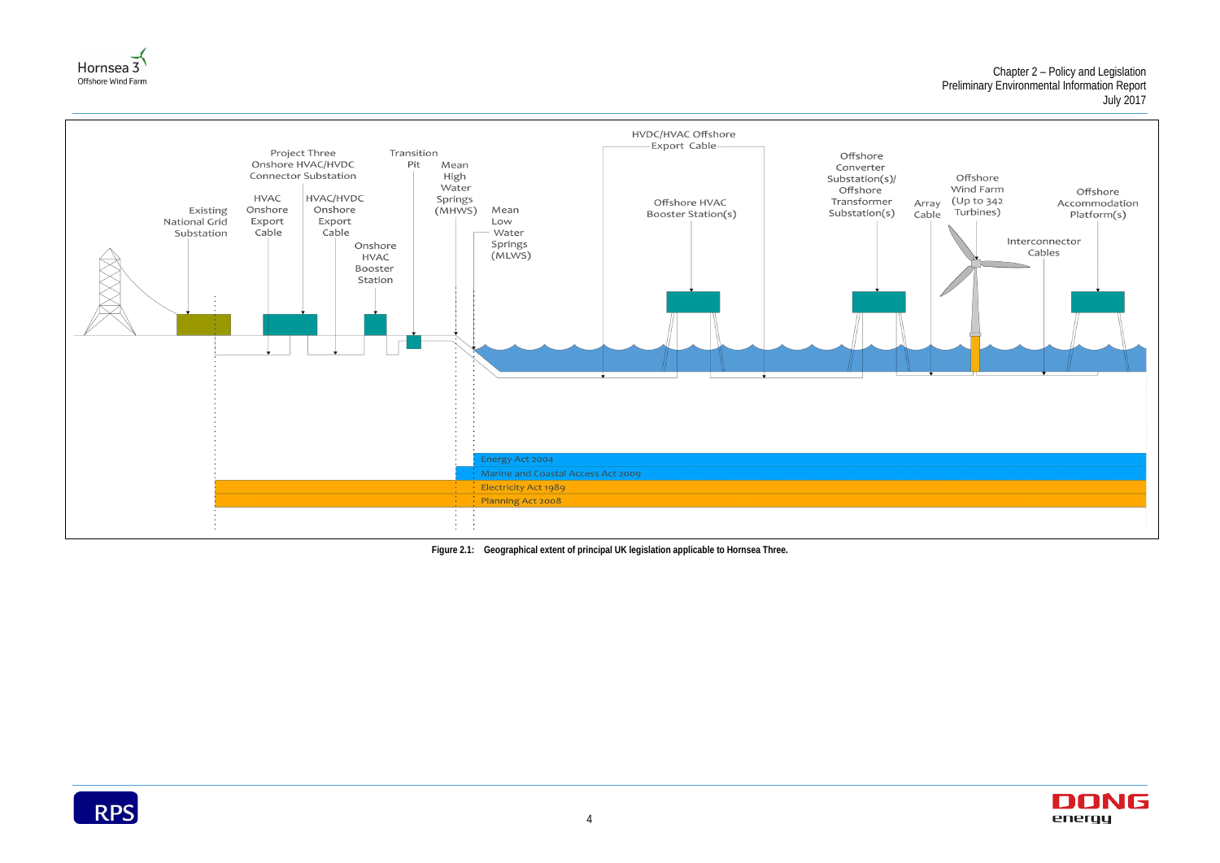Project Three Onshore HVAC/HVDC Connector Substation

Transition Pit

HVDC/HVAC Offshore Export Cable

Offshore Converter Substation(s)/ Offshore Transformer Substation(s)

Offshore Wind Farm (Up to 342 Turbines)

Offshore Accommodation Platform(s)

Existing National Grid Substation

HVAC Onshore Export Cable

HVAC/HVDC Onshore Export Cable

Onshore HVAC Booster Station

Mean High Water Springs (MHWS)

Mean Low Water Springs (MLWS)

Offshore HVAC Booster Station(s)

Array Cable

Interconnector Cables

Energy Act 2004

Marine and Coastal Access Act 2009

Electricity Act 1989

Planning Act 2008

**Figure 2.1: Geographical extent of principal UK legislation applicable to Hornsea Three.**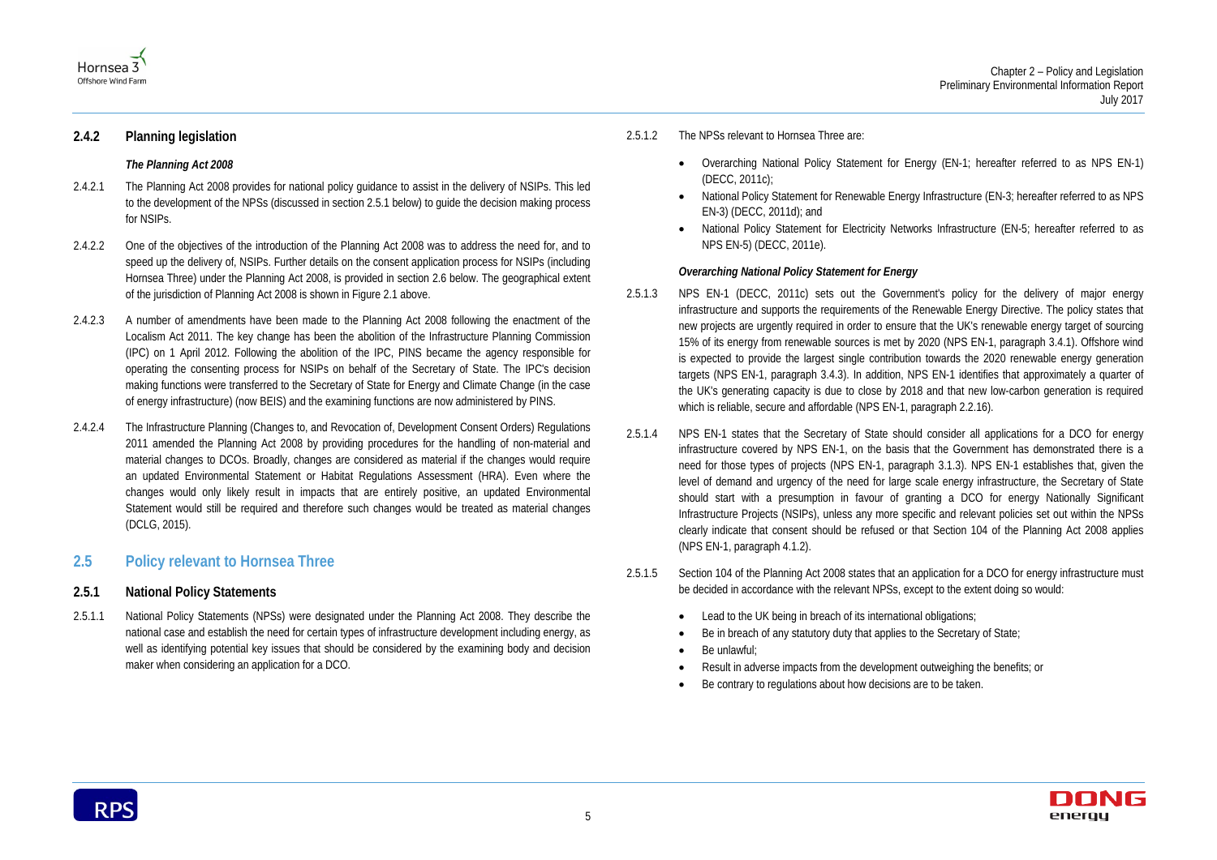### 2.4.2 Planning legislation

***The Planning Act 2008***

2.4.2.1 The Planning Act 2008 provides for national policy guidance to assist in the delivery of NSIPs. This led to the development of the NPSs (discussed in section 2.5.1 below) to guide the decision making process for NSIPs.

2.4.2.2 One of the objectives of the introduction of the Planning Act 2008 was to address the need for, and to speed up the delivery of, NSIPs. Further details on the consent application process for NSIPs (including Hornsea Three) under the Planning Act 2008, is provided in section 2.6 below. The geographical extent of the jurisdiction of Planning Act 2008 is shown in Figure 2.1 above.

2.4.2.3 A number of amendments have been made to the Planning Act 2008 following the enactment of the Localism Act 2011. The key change has been the abolition of the Infrastructure Planning Commission (IPC) on 1 April 2012. Following the abolition of the IPC, PINS became the agency responsible for operating the consenting process for NSIPs on behalf of the Secretary of State. The IPC's decision making functions were transferred to the Secretary of State for Energy and Climate Change (in the case of energy infrastructure) (now BEIS) and the examining functions are now administered by PINS.

2.4.2.4 The Infrastructure Planning (Changes to, and Revocation of, Development Consent Orders) Regulations 2011 amended the Planning Act 2008 by providing procedures for the handling of non-material and material changes to DCOs. Broadly, changes are considered as material if the changes would require an updated Environmental Statement or Habitat Regulations Assessment (HRA). Even where the changes would only likely result in impacts that are entirely positive, an updated Environmental Statement would still be required and therefore such changes would be treated as material changes (DCLG, 2015).

## 2.5 Policy relevant to Hornsea Three

### 2.5.1 National Policy Statements

2.5.1.1 National Policy Statements (NPSs) were designated under the Planning Act 2008. They describe the national case and establish the need for certain types of infrastructure development including energy, as well as identifying potential key issues that should be considered by the examining body and decision maker when considering an application for a DCO.

2.5.1.2 The NPSs relevant to Hornsea Three are:

- Overarching National Policy Statement for Energy (EN-1; hereafter referred to as NPS EN-1) (DECC, 2011c);
- National Policy Statement for Renewable Energy Infrastructure (EN-3; hereafter referred to as NPS EN-3) (DECC, 2011d); and
- National Policy Statement for Electricity Networks Infrastructure (EN-5; hereafter referred to as NPS EN-5) (DECC, 2011e).

***Overarching National Policy Statement for Energy***

2.5.1.3 NPS EN-1 (DECC, 2011c) sets out the Government's policy for the delivery of major energy infrastructure and supports the requirements of the Renewable Energy Directive. The policy states that new projects are urgently required in order to ensure that the UK's renewable energy target of sourcing 15% of its energy from renewable sources is met by 2020 (NPS EN-1, paragraph 3.4.1). Offshore wind is expected to provide the largest single contribution towards the 2020 renewable energy generation targets (NPS EN-1, paragraph 3.4.3). In addition, NPS EN-1 identifies that approximately a quarter of the UK's generating capacity is due to close by 2018 and that new low-carbon generation is required which is reliable, secure and affordable (NPS EN-1, paragraph 2.2.16).

2.5.1.4 NPS EN-1 states that the Secretary of State should consider all applications for a DCO for energy infrastructure covered by NPS EN-1, on the basis that the Government has demonstrated there is a need for those types of projects (NPS EN-1, paragraph 3.1.3). NPS EN-1 establishes that, given the level of demand and urgency of the need for large scale energy infrastructure, the Secretary of State should start with a presumption in favour of granting a DCO for energy Nationally Significant Infrastructure Projects (NSIPs), unless any more specific and relevant policies set out within the NPSs clearly indicate that consent should be refused or that Section 104 of the Planning Act 2008 applies (NPS EN-1, paragraph 4.1.2).

2.5.1.5 Section 104 of the Planning Act 2008 states that an application for a DCO for energy infrastructure must be decided in accordance with the relevant NPSs, except to the extent doing so would:

- Lead to the UK being in breach of its international obligations;
- Be in breach of any statutory duty that applies to the Secretary of State;
- Be unlawful;
- Result in adverse impacts from the development outweighing the benefits; or
- Be contrary to regulations about how decisions are to be taken.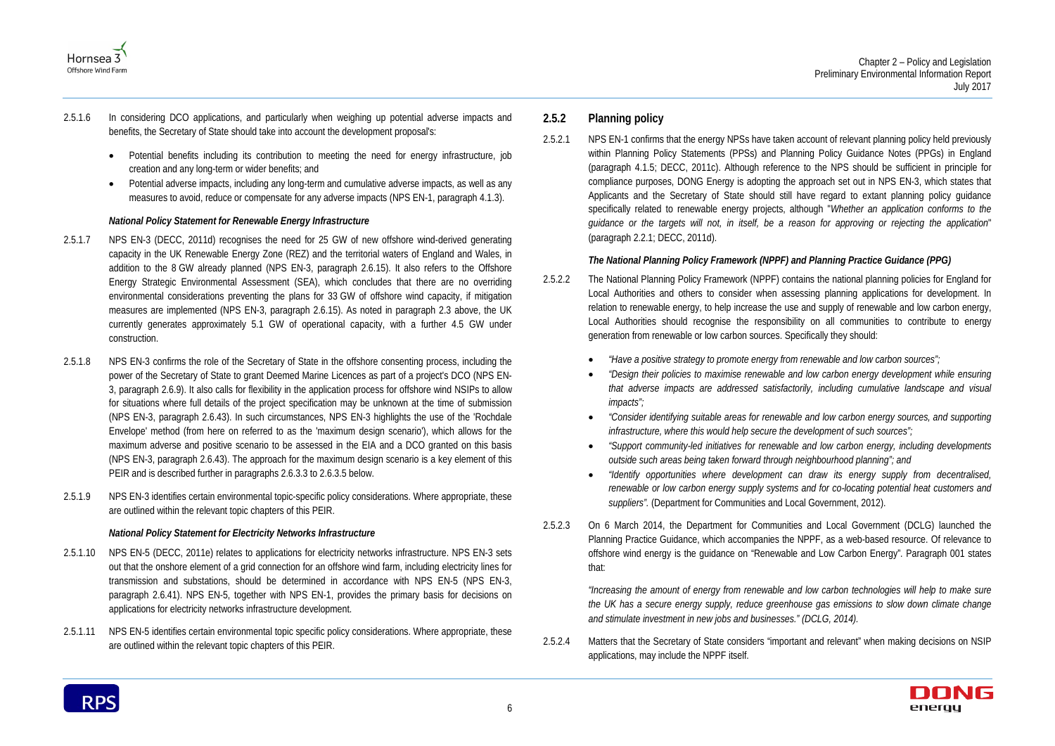2.5.1.6 In considering DCO applications, and particularly when weighing up potential adverse impacts and benefits, the Secretary of State should take into account the development proposal's:

- Potential benefits including its contribution to meeting the need for energy infrastructure, job creation and any long-term or wider benefits; and
- Potential adverse impacts, including any long-term and cumulative adverse impacts, as well as any measures to avoid, reduce or compensate for any adverse impacts (NPS EN-1, paragraph 4.1.3).

***National Policy Statement for Renewable Energy Infrastructure***

2.5.1.7 NPS EN-3 (DECC, 2011d) recognises the need for 25 GW of new offshore wind-derived generating capacity in the UK Renewable Energy Zone (REZ) and the territorial waters of England and Wales, in addition to the 8 GW already planned (NPS EN-3, paragraph 2.6.15). It also refers to the Offshore Energy Strategic Environmental Assessment (SEA), which concludes that there are no overriding environmental considerations preventing the plans for 33 GW of offshore wind capacity, if mitigation measures are implemented (NPS EN-3, paragraph 2.6.15). As noted in paragraph 2.3 above, the UK currently generates approximately 5.1 GW of operational capacity, with a further 4.5 GW under construction.

2.5.1.8 NPS EN-3 confirms the role of the Secretary of State in the offshore consenting process, including the power of the Secretary of State to grant Deemed Marine Licences as part of a project's DCO (NPS EN-3, paragraph 2.6.9). It also calls for flexibility in the application process for offshore wind NSIPs to allow for situations where full details of the project specification may be unknown at the time of submission (NPS EN-3, paragraph 2.6.43). In such circumstances, NPS EN-3 highlights the use of the 'Rochdale Envelope' method (from here on referred to as the 'maximum design scenario'), which allows for the maximum adverse and positive scenario to be assessed in the EIA and a DCO granted on this basis (NPS EN-3, paragraph 2.6.43). The approach for the maximum design scenario is a key element of this PEIR and is described further in paragraphs 2.6.3.3 to 2.6.3.5 below.

2.5.1.9 NPS EN-3 identifies certain environmental topic-specific policy considerations. Where appropriate, these are outlined within the relevant topic chapters of this PEIR.

***National Policy Statement for Electricity Networks Infrastructure***

2.5.1.10 NPS EN-5 (DECC, 2011e) relates to applications for electricity networks infrastructure. NPS EN-3 sets out that the onshore element of a grid connection for an offshore wind farm, including electricity lines for transmission and substations, should be determined in accordance with NPS EN-5 (NPS EN-3, paragraph 2.6.41). NPS EN-5, together with NPS EN-1, provides the primary basis for decisions on applications for electricity networks infrastructure development.

2.5.1.11 NPS EN-5 identifies certain environmental topic specific policy considerations. Where appropriate, these are outlined within the relevant topic chapters of this PEIR.

### 2.5.2 Planning policy

2.5.2.1 NPS EN-1 confirms that the energy NPSs have taken account of relevant planning policy held previously within Planning Policy Statements (PPSs) and Planning Policy Guidance Notes (PPGs) in England (paragraph 4.1.5; DECC, 2011c). Although reference to the NPS should be sufficient in principle for compliance purposes, DONG Energy is adopting the approach set out in NPS EN-3, which states that Applicants and the Secretary of State should still have regard to extant planning policy guidance specifically related to renewable energy projects, although "*Whether an application conforms to the guidance or the targets will not, in itself, be a reason for approving or rejecting the application*" (paragraph 2.2.1; DECC, 2011d).

***The National Planning Policy Framework (NPPF) and Planning Practice Guidance (PPG)***

2.5.2.2 The National Planning Policy Framework (NPPF) contains the national planning policies for England for Local Authorities and others to consider when assessing planning applications for development. In relation to renewable energy, to help increase the use and supply of renewable and low carbon energy, Local Authorities should recognise the responsibility on all communities to contribute to energy generation from renewable or low carbon sources. Specifically they should:

- *"Have a positive strategy to promote energy from renewable and low carbon sources";*
- *"Design their policies to maximise renewable and low carbon energy development while ensuring that adverse impacts are addressed satisfactorily, including cumulative landscape and visual impacts";*
- *"Consider identifying suitable areas for renewable and low carbon energy sources, and supporting infrastructure, where this would help secure the development of such sources";*
- *"Support community-led initiatives for renewable and low carbon energy, including developments outside such areas being taken forward through neighbourhood planning"; and*
- *"Identify opportunities where development can draw its energy supply from decentralised, renewable or low carbon energy supply systems and for co-locating potential heat customers and suppliers"*. (Department for Communities and Local Government, 2012).

2.5.2.3 On 6 March 2014, the Department for Communities and Local Government (DCLG) launched the Planning Practice Guidance, which accompanies the NPPF, as a web-based resource. Of relevance to offshore wind energy is the guidance on "Renewable and Low Carbon Energy". Paragraph 001 states that:

*"Increasing the amount of energy from renewable and low carbon technologies will help to make sure the UK has a secure energy supply, reduce greenhouse gas emissions to slow down climate change and stimulate investment in new jobs and businesses." (DCLG, 2014).*

2.5.2.4 Matters that the Secretary of State considers "important and relevant" when making decisions on NSIP applications, may include the NPPF itself.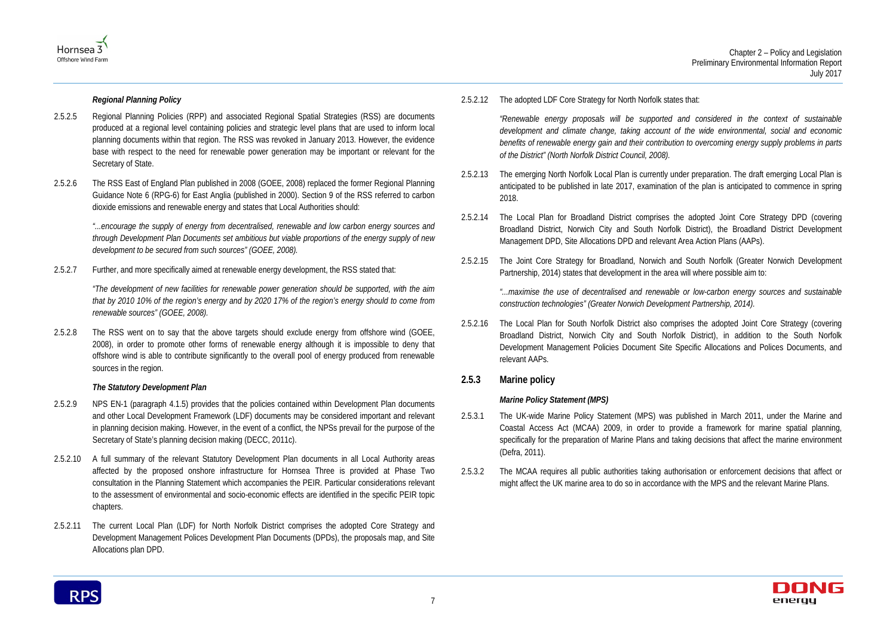### *Regional Planning Policy*

2.5.2.5 Regional Planning Policies (RPP) and associated Regional Spatial Strategies (RSS) are documents produced at a regional level containing policies and strategic level plans that are used to inform local planning documents within that region. The RSS was revoked in January 2013. However, the evidence base with respect to the need for renewable power generation may be important or relevant for the Secretary of State.

2.5.2.6 The RSS East of England Plan published in 2008 (GOEE, 2008) replaced the former Regional Planning Guidance Note 6 (RPG-6) for East Anglia (published in 2000). Section 9 of the RSS referred to carbon dioxide emissions and renewable energy and states that Local Authorities should:

> *"...encourage the supply of energy from decentralised, renewable and low carbon energy sources and through Development Plan Documents set ambitious but viable proportions of the energy supply of new development to be secured from such sources" (GOEE, 2008).*

2.5.2.7 Further, and more specifically aimed at renewable energy development, the RSS stated that:

> *"The development of new facilities for renewable power generation should be supported, with the aim that by 2010 10% of the region's energy and by 2020 17% of the region's energy should to come from renewable sources" (GOEE, 2008).*

2.5.2.8 The RSS went on to say that the above targets should exclude energy from offshore wind (GOEE, 2008), in order to promote other forms of renewable energy although it is impossible to deny that offshore wind is able to contribute significantly to the overall pool of energy produced from renewable sources in the region.

### *The Statutory Development Plan*

2.5.2.9 NPS EN-1 (paragraph 4.1.5) provides that the policies contained within Development Plan documents and other Local Development Framework (LDF) documents may be considered important and relevant in planning decision making. However, in the event of a conflict, the NPSs prevail for the purpose of the Secretary of State's planning decision making (DECC, 2011c).

2.5.2.10 A full summary of the relevant Statutory Development Plan documents in all Local Authority areas affected by the proposed onshore infrastructure for Hornsea Three is provided at Phase Two consultation in the Planning Statement which accompanies the PEIR. Particular considerations relevant to the assessment of environmental and socio-economic effects are identified in the specific PEIR topic chapters.

2.5.2.11 The current Local Plan (LDF) for North Norfolk District comprises the adopted Core Strategy and Development Management Polices Development Plan Documents (DPDs), the proposals map, and Site Allocations plan DPD.

2.5.2.12 The adopted LDF Core Strategy for North Norfolk states that:

> *"Renewable energy proposals will be supported and considered in the context of sustainable development and climate change, taking account of the wide environmental, social and economic benefits of renewable energy gain and their contribution to overcoming energy supply problems in parts of the District" (North Norfolk District Council, 2008).*

2.5.2.13 The emerging North Norfolk Local Plan is currently under preparation. The draft emerging Local Plan is anticipated to be published in late 2017, examination of the plan is anticipated to commence in spring 2018.

2.5.2.14 The Local Plan for Broadland District comprises the adopted Joint Core Strategy DPD (covering Broadland District, Norwich City and South Norfolk District), the Broadland District Development Management DPD, Site Allocations DPD and relevant Area Action Plans (AAPs).

2.5.2.15 The Joint Core Strategy for Broadland, Norwich and South Norfolk (Greater Norwich Development Partnership, 2014) states that development in the area will where possible aim to:

> *"...maximise the use of decentralised and renewable or low-carbon energy sources and sustainable construction technologies" (Greater Norwich Development Partnership, 2014).*

2.5.2.16 The Local Plan for South Norfolk District also comprises the adopted Joint Core Strategy (covering Broadland District, Norwich City and South Norfolk District), in addition to the South Norfolk Development Management Policies Document Site Specific Allocations and Polices Documents, and relevant AAPs.

## 2.5.3 Marine policy

### *Marine Policy Statement (MPS)*

2.5.3.1 The UK-wide Marine Policy Statement (MPS) was published in March 2011, under the Marine and Coastal Access Act (MCAA) 2009, in order to provide a framework for marine spatial planning, specifically for the preparation of Marine Plans and taking decisions that affect the marine environment (Defra, 2011).

2.5.3.2 The MCAA requires all public authorities taking authorisation or enforcement decisions that affect or might affect the UK marine area to do so in accordance with the MPS and the relevant Marine Plans.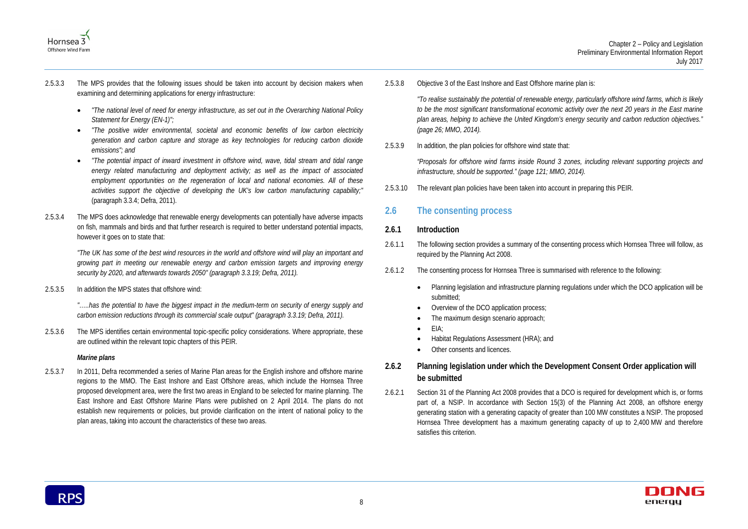2.5.3.3 The MPS provides that the following issues should be taken into account by decision makers when examining and determining applications for energy infrastructure:

- *"The national level of need for energy infrastructure, as set out in the Overarching National Policy Statement for Energy (EN-1)";*
- *"The positive wider environmental, societal and economic benefits of low carbon electricity generation and carbon capture and storage as key technologies for reducing carbon dioxide emissions"; and*
- *"The potential impact of inward investment in offshore wind, wave, tidal stream and tidal range energy related manufacturing and deployment activity; as well as the impact of associated employment opportunities on the regeneration of local and national economies. All of these activities support the objective of developing the UK's low carbon manufacturing capability;"* (paragraph 3.3.4; Defra, 2011).

2.5.3.4 The MPS does acknowledge that renewable energy developments can potentially have adverse impacts on fish, mammals and birds and that further research is required to better understand potential impacts, however it goes on to state that:

*"The UK has some of the best wind resources in the world and offshore wind will play an important and growing part in meeting our renewable energy and carbon emission targets and improving energy security by 2020, and afterwards towards 2050" (paragraph 3.3.19; Defra, 2011).*

2.5.3.5 In addition the MPS states that offshore wind:

*"…..has the potential to have the biggest impact in the medium-term on security of energy supply and carbon emission reductions through its commercial scale output" (paragraph 3.3.19; Defra, 2011).*

2.5.3.6 The MPS identifies certain environmental topic-specific policy considerations. Where appropriate, these are outlined within the relevant topic chapters of this PEIR.

***Marine plans***

2.5.3.7 In 2011, Defra recommended a series of Marine Plan areas for the English inshore and offshore marine regions to the MMO. The East Inshore and East Offshore areas, which include the Hornsea Three proposed development area, were the first two areas in England to be selected for marine planning. The East Inshore and East Offshore Marine Plans were published on 2 April 2014. The plans do not establish new requirements or policies, but provide clarification on the intent of national policy to the plan areas, taking into account the characteristics of these two areas.

2.5.3.8 Objective 3 of the East Inshore and East Offshore marine plan is:

*"To realise sustainably the potential of renewable energy, particularly offshore wind farms, which is likely to be the most significant transformational economic activity over the next 20 years in the East marine plan areas, helping to achieve the United Kingdom's energy security and carbon reduction objectives." (page 26; MMO, 2014).*

2.5.3.9 In addition, the plan policies for offshore wind state that:

*"Proposals for offshore wind farms inside Round 3 zones, including relevant supporting projects and infrastructure, should be supported." (page 121; MMO, 2014).*

2.5.3.10 The relevant plan policies have been taken into account in preparing this PEIR.

## 2.6 The consenting process

### 2.6.1 Introduction

2.6.1.1 The following section provides a summary of the consenting process which Hornsea Three will follow, as required by the Planning Act 2008.

2.6.1.2 The consenting process for Hornsea Three is summarised with reference to the following:

- Planning legislation and infrastructure planning regulations under which the DCO application will be submitted;
- Overview of the DCO application process;
- The maximum design scenario approach;
- EIA;
- Habitat Regulations Assessment (HRA); and
- Other consents and licences.

### 2.6.2 Planning legislation under which the Development Consent Order application will be submitted

2.6.2.1 Section 31 of the Planning Act 2008 provides that a DCO is required for development which is, or forms part of, a NSIP. In accordance with Section 15(3) of the Planning Act 2008, an offshore energy generating station with a generating capacity of greater than 100 MW constitutes a NSIP. The proposed Hornsea Three development has a maximum generating capacity of up to 2,400 MW and therefore satisfies this criterion.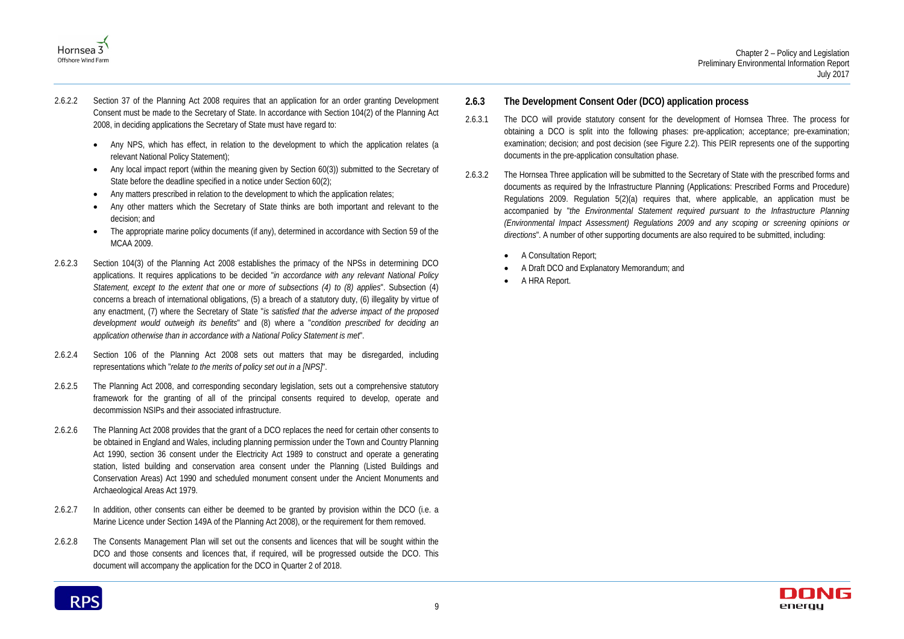2.6.2.2 Section 37 of the Planning Act 2008 requires that an application for an order granting Development Consent must be made to the Secretary of State. In accordance with Section 104(2) of the Planning Act 2008, in deciding applications the Secretary of State must have regard to:

- Any NPS, which has effect, in relation to the development to which the application relates (a relevant National Policy Statement);
- Any local impact report (within the meaning given by Section 60(3)) submitted to the Secretary of State before the deadline specified in a notice under Section 60(2);
- Any matters prescribed in relation to the development to which the application relates;
- Any other matters which the Secretary of State thinks are both important and relevant to the decision; and
- The appropriate marine policy documents (if any), determined in accordance with Section 59 of the MCAA 2009.

2.6.2.3 Section 104(3) of the Planning Act 2008 establishes the primacy of the NPSs in determining DCO applications. It requires applications to be decided "*in accordance with any relevant National Policy Statement, except to the extent that one or more of subsections (4) to (8) applies*". Subsection (4) concerns a breach of international obligations, (5) a breach of a statutory duty, (6) illegality by virtue of any enactment, (7) where the Secretary of State "*is satisfied that the adverse impact of the proposed development would outweigh its benefits*" and (8) where a "*condition prescribed for deciding an application otherwise than in accordance with a National Policy Statement is met*".

2.6.2.4 Section 106 of the Planning Act 2008 sets out matters that may be disregarded, including representations which "*relate to the merits of policy set out in a [NPS]*".

2.6.2.5 The Planning Act 2008, and corresponding secondary legislation, sets out a comprehensive statutory framework for the granting of all of the principal consents required to develop, operate and decommission NSIPs and their associated infrastructure.

2.6.2.6 The Planning Act 2008 provides that the grant of a DCO replaces the need for certain other consents to be obtained in England and Wales, including planning permission under the Town and Country Planning Act 1990, section 36 consent under the Electricity Act 1989 to construct and operate a generating station, listed building and conservation area consent under the Planning (Listed Buildings and Conservation Areas) Act 1990 and scheduled monument consent under the Ancient Monuments and Archaeological Areas Act 1979.

2.6.2.7 In addition, other consents can either be deemed to be granted by provision within the DCO (i.e. a Marine Licence under Section 149A of the Planning Act 2008), or the requirement for them removed.

2.6.2.8 The Consents Management Plan will set out the consents and licences that will be sought within the DCO and those consents and licences that, if required, will be progressed outside the DCO. This document will accompany the application for the DCO in Quarter 2 of 2018.

### 2.6.3 The Development Consent Oder (DCO) application process

2.6.3.1 The DCO will provide statutory consent for the development of Hornsea Three. The process for obtaining a DCO is split into the following phases: pre-application; acceptance; pre-examination; examination; decision; and post decision (see Figure 2.2). This PEIR represents one of the supporting documents in the pre-application consultation phase.

2.6.3.2 The Hornsea Three application will be submitted to the Secretary of State with the prescribed forms and documents as required by the Infrastructure Planning (Applications: Prescribed Forms and Procedure) Regulations 2009. Regulation 5(2)(a) requires that, where applicable, an application must be accompanied by "*the Environmental Statement required pursuant to the Infrastructure Planning (Environmental Impact Assessment) Regulations 2009 and any scoping or screening opinions or directions*". A number of other supporting documents are also required to be submitted, including:

- A Consultation Report;
- A Draft DCO and Explanatory Memorandum; and
- A HRA Report.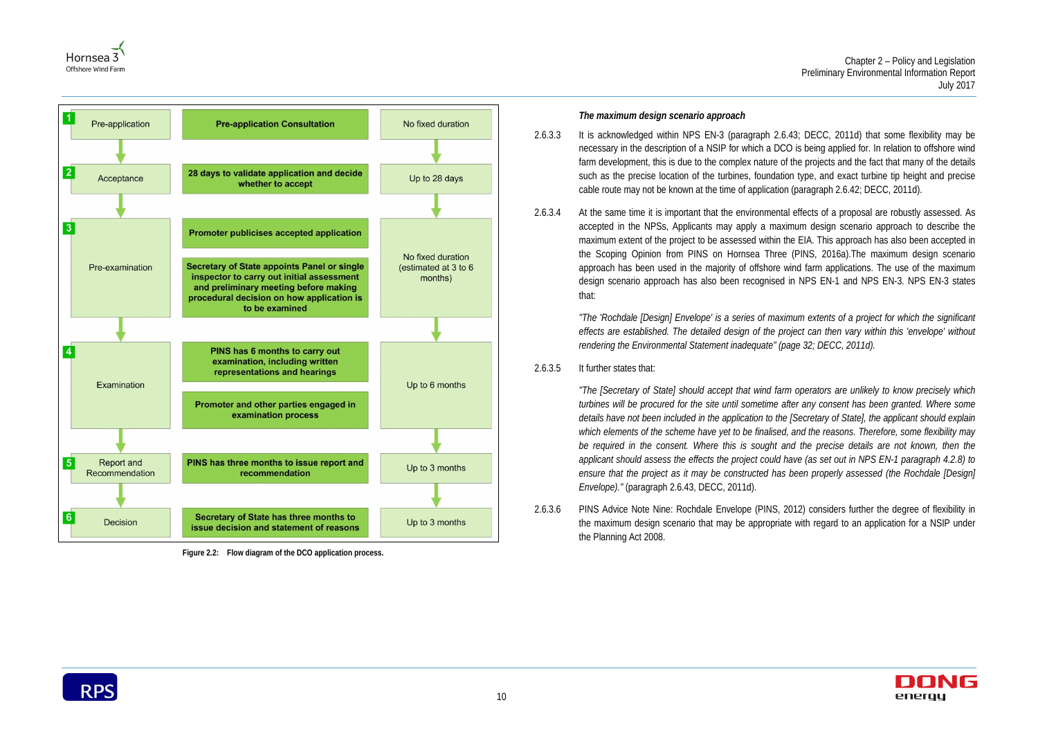| Stage | Process | Duration |
|---|---|---|
| 1 Pre-application | Pre-application Consultation | No fixed duration |
| 2 Acceptance | 28 days to validate application and decide whether to accept | Up to 28 days |
| 3 Pre-examination | Promoter publicises accepted application; Secretary of State appoints Panel or single inspector to carry out initial assessment and preliminary meeting before making procedural decision on how application is to be examined | No fixed duration (estimated at 3 to 6 months) |
| 4 Examination | PINS has 6 months to carry out examination, including written representations and hearings; Promoter and other parties engaged in examination process | Up to 6 months |
| 5 Report and Recommendation | PINS has three months to issue report and recommendation | Up to 3 months |
| 6 Decision | Secretary of State has three months to issue decision and statement of reasons | Up to 3 months |

Figure 2.2: Flow diagram of the DCO application process.

### *The maximum design scenario approach*

2.6.3.3 It is acknowledged within NPS EN-3 (paragraph 2.6.43; DECC, 2011d) that some flexibility may be necessary in the description of a NSIP for which a DCO is being applied for. In relation to offshore wind farm development, this is due to the complex nature of the projects and the fact that many of the details such as the precise location of the turbines, foundation type, and exact turbine tip height and precise cable route may not be known at the time of application (paragraph 2.6.42; DECC, 2011d).

2.6.3.4 At the same time it is important that the environmental effects of a proposal are robustly assessed. As accepted in the NPSs, Applicants may apply a maximum design scenario approach to describe the maximum extent of the project to be assessed within the EIA. This approach has also been accepted in the Scoping Opinion from PINS on Hornsea Three (PINS, 2016a).The maximum design scenario approach has been used in the majority of offshore wind farm applications. The use of the maximum design scenario approach has also been recognised in NPS EN-1 and NPS EN-3. NPS EN-3 states that:

> *"The 'Rochdale [Design] Envelope' is a series of maximum extents of a project for which the significant effects are established. The detailed design of the project can then vary within this 'envelope' without rendering the Environmental Statement inadequate" (page 32; DECC, 2011d).*

2.6.3.5 It further states that:

> *"The [Secretary of State] should accept that wind farm operators are unlikely to know precisely which turbines will be procured for the site until sometime after any consent has been granted. Where some details have not been included in the application to the [Secretary of State], the applicant should explain which elements of the scheme have yet to be finalised, and the reasons. Therefore, some flexibility may be required in the consent. Where this is sought and the precise details are not known, then the applicant should assess the effects the project could have (as set out in NPS EN-1 paragraph 4.2.8) to ensure that the project as it may be constructed has been properly assessed (the Rochdale [Design] Envelope)."* (paragraph 2.6.43, DECC, 2011d).

2.6.3.6 PINS Advice Note Nine: Rochdale Envelope (PINS, 2012) considers further the degree of flexibility in the maximum design scenario that may be appropriate with regard to an application for a NSIP under the Planning Act 2008.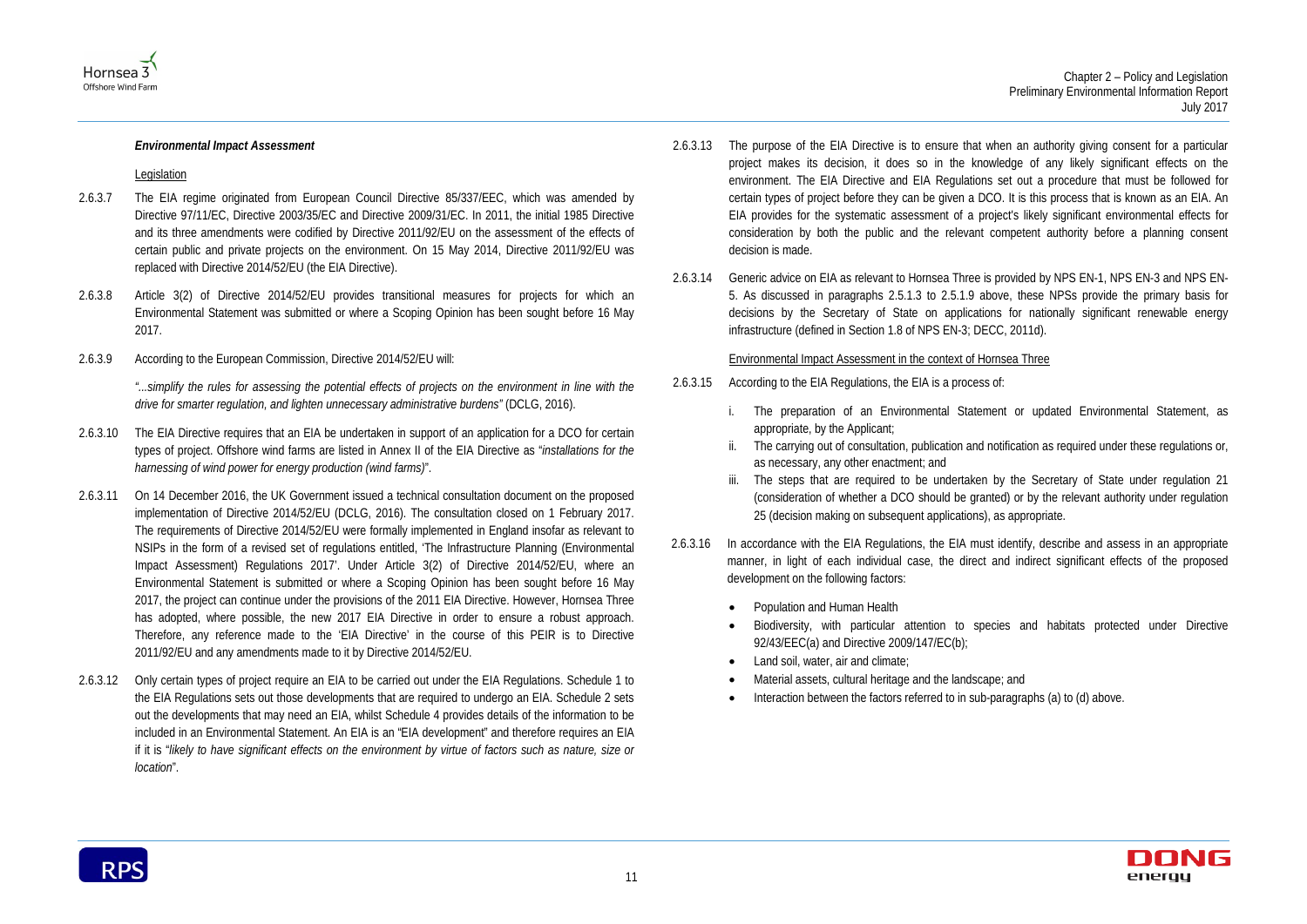***Environmental Impact Assessment***

Legislation

2.6.3.7 The EIA regime originated from European Council Directive 85/337/EEC, which was amended by Directive 97/11/EC, Directive 2003/35/EC and Directive 2009/31/EC. In 2011, the initial 1985 Directive and its three amendments were codified by Directive 2011/92/EU on the assessment of the effects of certain public and private projects on the environment. On 15 May 2014, Directive 2011/92/EU was replaced with Directive 2014/52/EU (the EIA Directive).

2.6.3.8 Article 3(2) of Directive 2014/52/EU provides transitional measures for projects for which an Environmental Statement was submitted or where a Scoping Opinion has been sought before 16 May 2017.

2.6.3.9 According to the European Commission, Directive 2014/52/EU will:

> "*...simplify the rules for assessing the potential effects of projects on the environment in line with the drive for smarter regulation, and lighten unnecessary administrative burdens"* (DCLG, 2016).

2.6.3.10 The EIA Directive requires that an EIA be undertaken in support of an application for a DCO for certain types of project. Offshore wind farms are listed in Annex II of the EIA Directive as "*installations for the harnessing of wind power for energy production (wind farms)*".

2.6.3.11 On 14 December 2016, the UK Government issued a technical consultation document on the proposed implementation of Directive 2014/52/EU (DCLG, 2016). The consultation closed on 1 February 2017. The requirements of Directive 2014/52/EU were formally implemented in England insofar as relevant to NSIPs in the form of a revised set of regulations entitled, 'The Infrastructure Planning (Environmental Impact Assessment) Regulations 2017'. Under Article 3(2) of Directive 2014/52/EU, where an Environmental Statement is submitted or where a Scoping Opinion has been sought before 16 May 2017, the project can continue under the provisions of the 2011 EIA Directive. However, Hornsea Three has adopted, where possible, the new 2017 EIA Directive in order to ensure a robust approach. Therefore, any reference made to the 'EIA Directive' in the course of this PEIR is to Directive 2011/92/EU and any amendments made to it by Directive 2014/52/EU.

2.6.3.12 Only certain types of project require an EIA to be carried out under the EIA Regulations. Schedule 1 to the EIA Regulations sets out those developments that are required to undergo an EIA. Schedule 2 sets out the developments that may need an EIA, whilst Schedule 4 provides details of the information to be included in an Environmental Statement. An EIA is an "EIA development" and therefore requires an EIA if it is "*likely to have significant effects on the environment by virtue of factors such as nature, size or location*".

2.6.3.13 The purpose of the EIA Directive is to ensure that when an authority giving consent for a particular project makes its decision, it does so in the knowledge of any likely significant effects on the environment. The EIA Directive and EIA Regulations set out a procedure that must be followed for certain types of project before they can be given a DCO. It is this process that is known as an EIA. An EIA provides for the systematic assessment of a project's likely significant environmental effects for consideration by both the public and the relevant competent authority before a planning consent decision is made.

2.6.3.14 Generic advice on EIA as relevant to Hornsea Three is provided by NPS EN-1, NPS EN-3 and NPS EN-5. As discussed in paragraphs 2.5.1.3 to 2.5.1.9 above, these NPSs provide the primary basis for decisions by the Secretary of State on applications for nationally significant renewable energy infrastructure (defined in Section 1.8 of NPS EN-3; DECC, 2011d).

Environmental Impact Assessment in the context of Hornsea Three

2.6.3.15 According to the EIA Regulations, the EIA is a process of:

i. The preparation of an Environmental Statement or updated Environmental Statement, as appropriate, by the Applicant;
ii. The carrying out of consultation, publication and notification as required under these regulations or, as necessary, any other enactment; and
iii. The steps that are required to be undertaken by the Secretary of State under regulation 21 (consideration of whether a DCO should be granted) or by the relevant authority under regulation 25 (decision making on subsequent applications), as appropriate.

2.6.3.16 In accordance with the EIA Regulations, the EIA must identify, describe and assess in an appropriate manner, in light of each individual case, the direct and indirect significant effects of the proposed development on the following factors:

- Population and Human Health
- Biodiversity, with particular attention to species and habitats protected under Directive 92/43/EEC(a) and Directive 2009/147/EC(b);
- Land soil, water, air and climate;
- Material assets, cultural heritage and the landscape; and
- Interaction between the factors referred to in sub-paragraphs (a) to (d) above.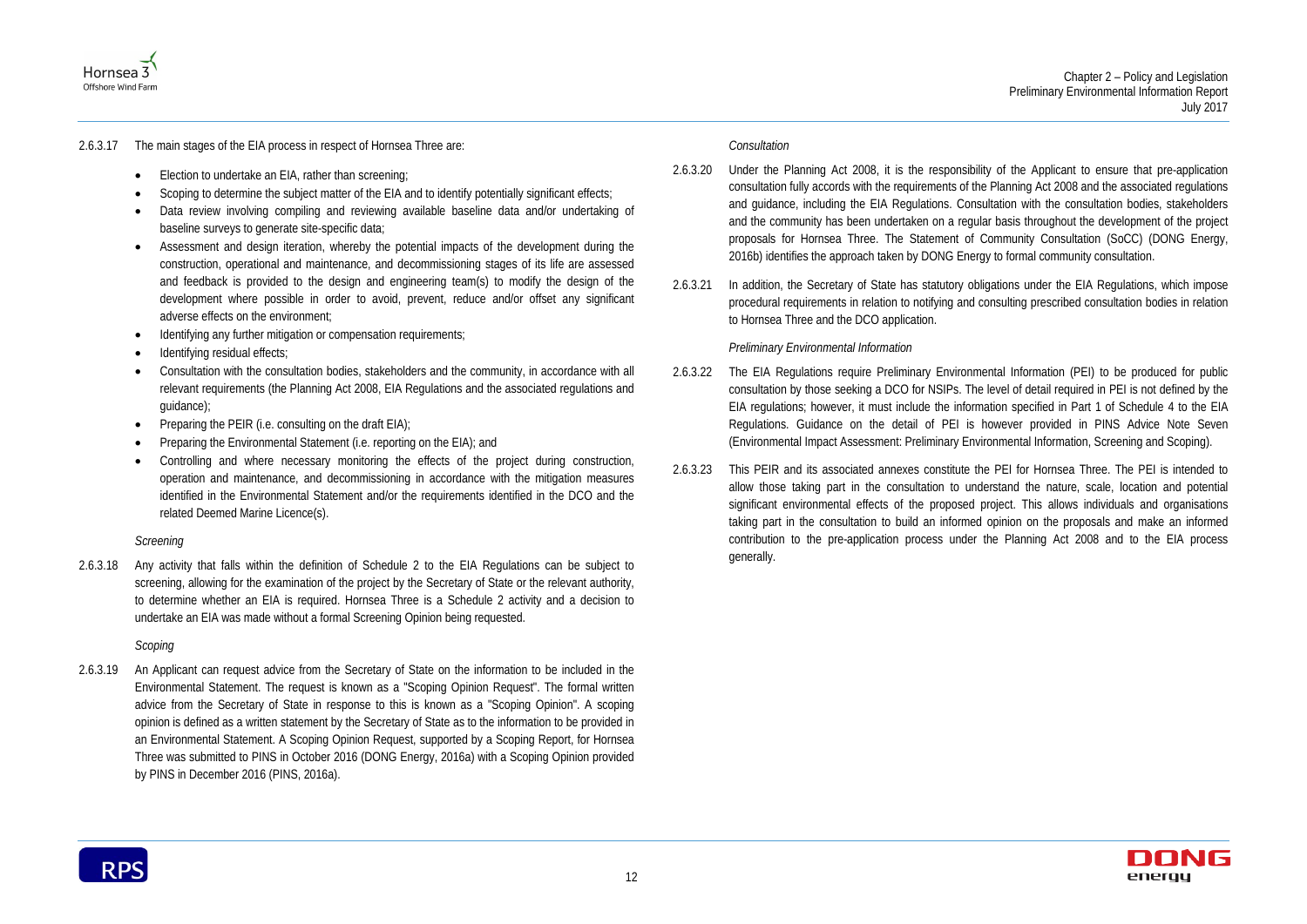2.6.3.17 The main stages of the EIA process in respect of Hornsea Three are:

- Election to undertake an EIA, rather than screening;
- Scoping to determine the subject matter of the EIA and to identify potentially significant effects;
- Data review involving compiling and reviewing available baseline data and/or undertaking of baseline surveys to generate site-specific data;
- Assessment and design iteration, whereby the potential impacts of the development during the construction, operational and maintenance, and decommissioning stages of its life are assessed and feedback is provided to the design and engineering team(s) to modify the design of the development where possible in order to avoid, prevent, reduce and/or offset any significant adverse effects on the environment;
- Identifying any further mitigation or compensation requirements;
- Identifying residual effects;
- Consultation with the consultation bodies, stakeholders and the community, in accordance with all relevant requirements (the Planning Act 2008, EIA Regulations and the associated regulations and guidance);
- Preparing the PEIR (i.e. consulting on the draft EIA);
- Preparing the Environmental Statement (i.e. reporting on the EIA); and
- Controlling and where necessary monitoring the effects of the project during construction, operation and maintenance, and decommissioning in accordance with the mitigation measures identified in the Environmental Statement and/or the requirements identified in the DCO and the related Deemed Marine Licence(s).

*Screening*

2.6.3.18 Any activity that falls within the definition of Schedule 2 to the EIA Regulations can be subject to screening, allowing for the examination of the project by the Secretary of State or the relevant authority, to determine whether an EIA is required. Hornsea Three is a Schedule 2 activity and a decision to undertake an EIA was made without a formal Screening Opinion being requested.

*Scoping*

2.6.3.19 An Applicant can request advice from the Secretary of State on the information to be included in the Environmental Statement. The request is known as a "Scoping Opinion Request". The formal written advice from the Secretary of State in response to this is known as a "Scoping Opinion". A scoping opinion is defined as a written statement by the Secretary of State as to the information to be provided in an Environmental Statement. A Scoping Opinion Request, supported by a Scoping Report, for Hornsea Three was submitted to PINS in October 2016 (DONG Energy, 2016a) with a Scoping Opinion provided by PINS in December 2016 (PINS, 2016a).

*Consultation*

2.6.3.20 Under the Planning Act 2008, it is the responsibility of the Applicant to ensure that pre-application consultation fully accords with the requirements of the Planning Act 2008 and the associated regulations and guidance, including the EIA Regulations. Consultation with the consultation bodies, stakeholders and the community has been undertaken on a regular basis throughout the development of the project proposals for Hornsea Three. The Statement of Community Consultation (SoCC) (DONG Energy, 2016b) identifies the approach taken by DONG Energy to formal community consultation.

2.6.3.21 In addition, the Secretary of State has statutory obligations under the EIA Regulations, which impose procedural requirements in relation to notifying and consulting prescribed consultation bodies in relation to Hornsea Three and the DCO application.

*Preliminary Environmental Information*

2.6.3.22 The EIA Regulations require Preliminary Environmental Information (PEI) to be produced for public consultation by those seeking a DCO for NSIPs. The level of detail required in PEI is not defined by the EIA regulations; however, it must include the information specified in Part 1 of Schedule 4 to the EIA Regulations. Guidance on the detail of PEI is however provided in PINS Advice Note Seven (Environmental Impact Assessment: Preliminary Environmental Information, Screening and Scoping).

2.6.3.23 This PEIR and its associated annexes constitute the PEI for Hornsea Three. The PEI is intended to allow those taking part in the consultation to understand the nature, scale, location and potential significant environmental effects of the proposed project. This allows individuals and organisations taking part in the consultation to build an informed opinion on the proposals and make an informed contribution to the pre-application process under the Planning Act 2008 and to the EIA process generally.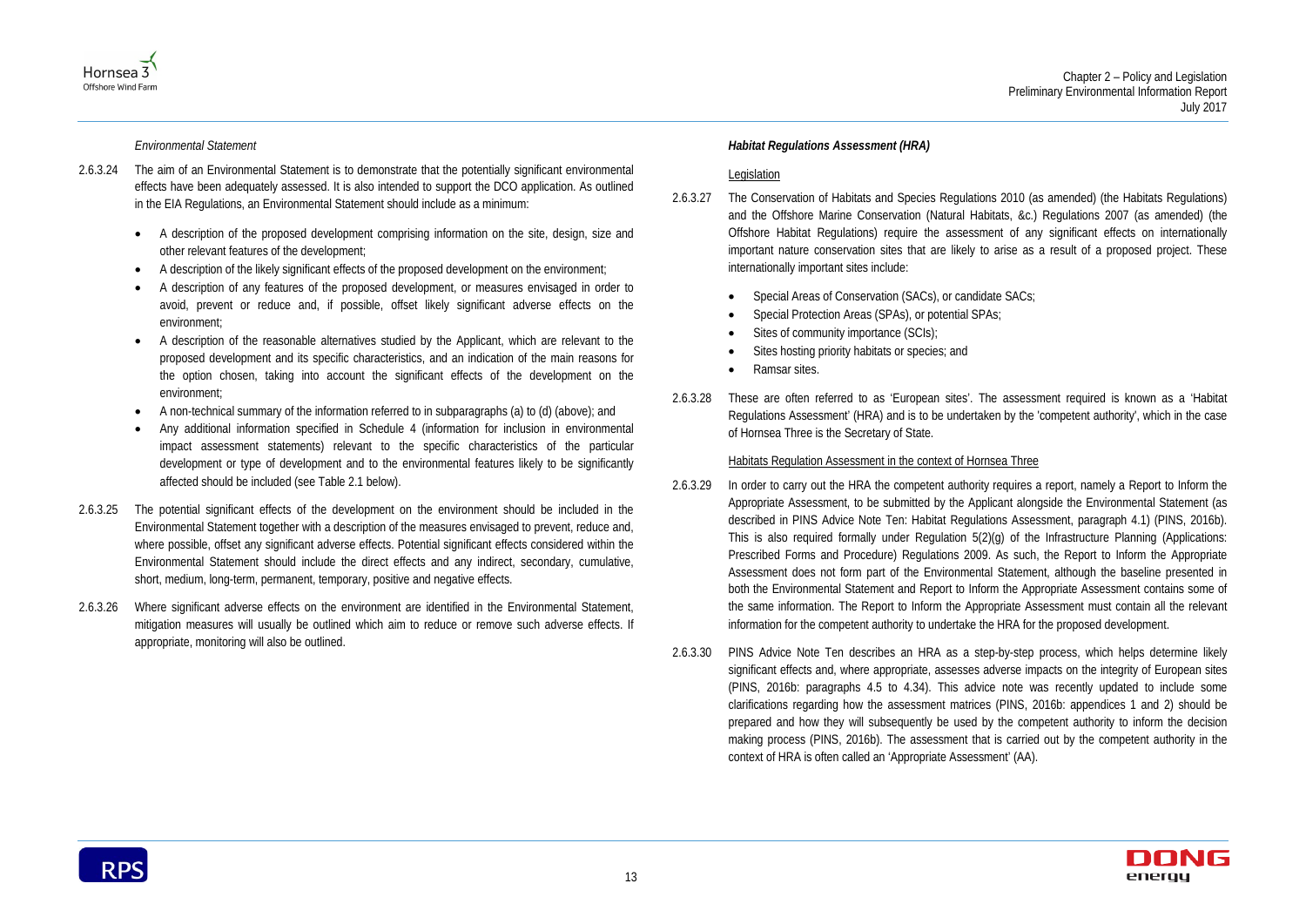*Environmental Statement*

2.6.3.24 The aim of an Environmental Statement is to demonstrate that the potentially significant environmental effects have been adequately assessed. It is also intended to support the DCO application. As outlined in the EIA Regulations, an Environmental Statement should include as a minimum:

- A description of the proposed development comprising information on the site, design, size and other relevant features of the development;
- A description of the likely significant effects of the proposed development on the environment;
- A description of any features of the proposed development, or measures envisaged in order to avoid, prevent or reduce and, if possible, offset likely significant adverse effects on the environment;
- A description of the reasonable alternatives studied by the Applicant, which are relevant to the proposed development and its specific characteristics, and an indication of the main reasons for the option chosen, taking into account the significant effects of the development on the environment;
- A non-technical summary of the information referred to in subparagraphs (a) to (d) (above); and
- Any additional information specified in Schedule 4 (information for inclusion in environmental impact assessment statements) relevant to the specific characteristics of the particular development or type of development and to the environmental features likely to be significantly affected should be included (see Table 2.1 below).

2.6.3.25 The potential significant effects of the development on the environment should be included in the Environmental Statement together with a description of the measures envisaged to prevent, reduce and, where possible, offset any significant adverse effects. Potential significant effects considered within the Environmental Statement should include the direct effects and any indirect, secondary, cumulative, short, medium, long-term, permanent, temporary, positive and negative effects.

2.6.3.26 Where significant adverse effects on the environment are identified in the Environmental Statement, mitigation measures will usually be outlined which aim to reduce or remove such adverse effects. If appropriate, monitoring will also be outlined.

***Habitat Regulations Assessment (HRA)***

Legislation

2.6.3.27 The Conservation of Habitats and Species Regulations 2010 (as amended) (the Habitats Regulations) and the Offshore Marine Conservation (Natural Habitats, &c.) Regulations 2007 (as amended) (the Offshore Habitat Regulations) require the assessment of any significant effects on internationally important nature conservation sites that are likely to arise as a result of a proposed project. These internationally important sites include:

- Special Areas of Conservation (SACs), or candidate SACs;
- Special Protection Areas (SPAs), or potential SPAs;
- Sites of community importance (SCIs);
- Sites hosting priority habitats or species; and
- Ramsar sites.

2.6.3.28 These are often referred to as 'European sites'. The assessment required is known as a 'Habitat Regulations Assessment' (HRA) and is to be undertaken by the 'competent authority', which in the case of Hornsea Three is the Secretary of State.

Habitats Regulation Assessment in the context of Hornsea Three

2.6.3.29 In order to carry out the HRA the competent authority requires a report, namely a Report to Inform the Appropriate Assessment, to be submitted by the Applicant alongside the Environmental Statement (as described in PINS Advice Note Ten: Habitat Regulations Assessment, paragraph 4.1) (PINS, 2016b). This is also required formally under Regulation 5(2)(g) of the Infrastructure Planning (Applications: Prescribed Forms and Procedure) Regulations 2009. As such, the Report to Inform the Appropriate Assessment does not form part of the Environmental Statement, although the baseline presented in both the Environmental Statement and Report to Inform the Appropriate Assessment contains some of the same information. The Report to Inform the Appropriate Assessment must contain all the relevant information for the competent authority to undertake the HRA for the proposed development.

2.6.3.30 PINS Advice Note Ten describes an HRA as a step-by-step process, which helps determine likely significant effects and, where appropriate, assesses adverse impacts on the integrity of European sites (PINS, 2016b: paragraphs 4.5 to 4.34). This advice note was recently updated to include some clarifications regarding how the assessment matrices (PINS, 2016b: appendices 1 and 2) should be prepared and how they will subsequently be used by the competent authority to inform the decision making process (PINS, 2016b). The assessment that is carried out by the competent authority in the context of HRA is often called an 'Appropriate Assessment' (AA).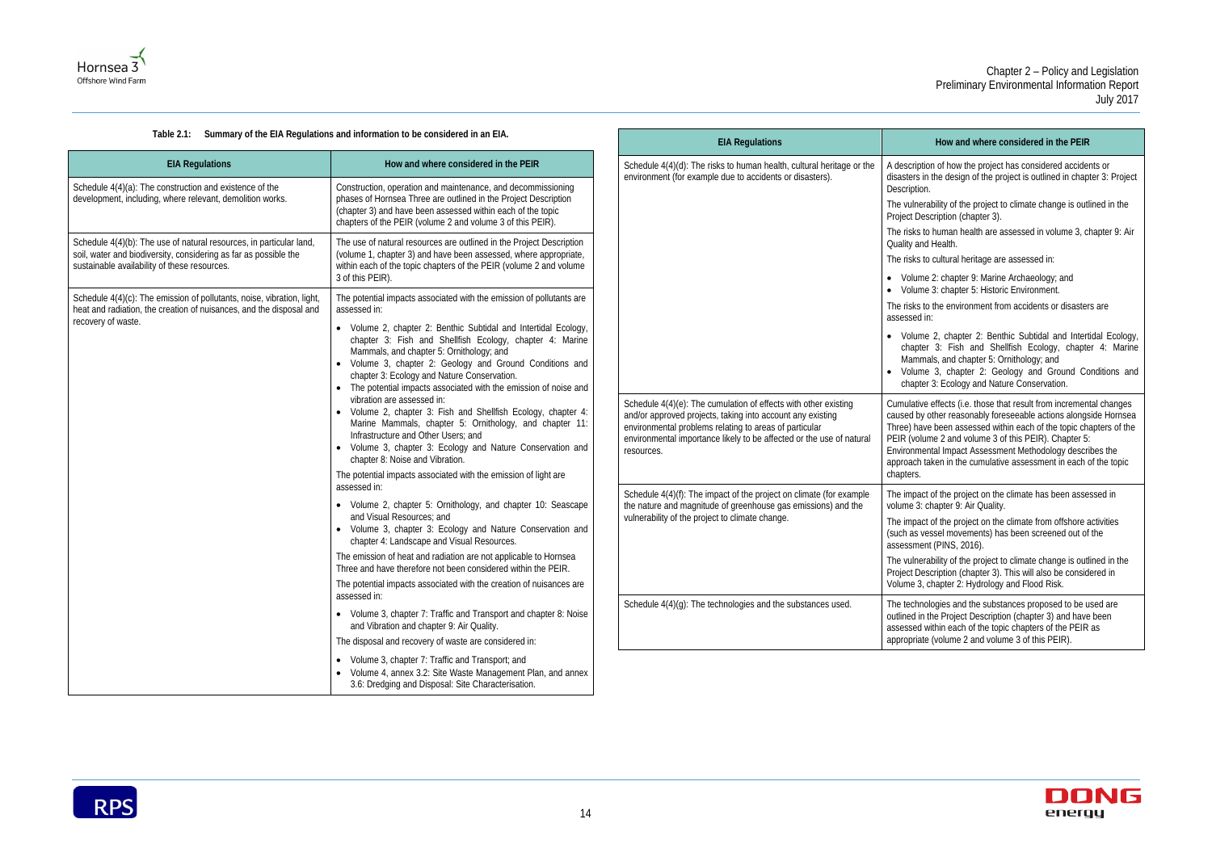**Table 2.1: Summary of the EIA Regulations and information to be considered in an EIA.**

| EIA Regulations | How and where considered in the PEIR |
|---|---|
| Schedule 4(4)(a): The construction and existence of the development, including, where relevant, demolition works. | Construction, operation and maintenance, and decommissioning phases of Hornsea Three are outlined in the Project Description (chapter 3) and have been assessed within each of the topic chapters of the PEIR (volume 2 and volume 3 of this PEIR). |
| Schedule 4(4)(b): The use of natural resources, in particular land, soil, water and biodiversity, considering as far as possible the sustainable availability of these resources. | The use of natural resources are outlined in the Project Description (volume 1, chapter 3) and have been assessed, where appropriate, within each of the topic chapters of the PEIR (volume 2 and volume 3 of this PEIR). |
| Schedule 4(4)(c): The emission of pollutants, noise, vibration, light, heat and radiation, the creation of nuisances, and the disposal and recovery of waste. | The potential impacts associated with the emission of pollutants are assessed in: <br>• Volume 2, chapter 2: Benthic Subtidal and Intertidal Ecology, chapter 3: Fish and Shellfish Ecology, chapter 4: Marine Mammals, and chapter 5: Ornithology; and <br>• Volume 3, chapter 2: Geology and Ground Conditions and chapter 3: Ecology and Nature Conservation. <br>• The potential impacts associated with the emission of noise and vibration are assessed in: <br>• Volume 2, chapter 3: Fish and Shellfish Ecology, chapter 4: Marine Mammals, chapter 5: Ornithology, and chapter 11: Infrastructure and Other Users; and <br>• Volume 3, chapter 3: Ecology and Nature Conservation and chapter 8: Noise and Vibration. <br>The potential impacts associated with the emission of light are assessed in: <br>• Volume 2, chapter 5: Ornithology, and chapter 10: Seascape and Visual Resources; and <br>• Volume 3, chapter 3: Ecology and Nature Conservation and chapter 4: Landscape and Visual Resources. <br>The emission of heat and radiation are not applicable to Hornsea Three and have therefore not been considered within the PEIR. <br>The potential impacts associated with the creation of nuisances are assessed in: <br>• Volume 3, chapter 7: Traffic and Transport and chapter 8: Noise and Vibration and chapter 9: Air Quality. <br>The disposal and recovery of waste are considered in: <br>• Volume 3, chapter 7: Traffic and Transport; and <br>• Volume 4, annex 3.2: Site Waste Management Plan, and annex 3.6: Dredging and Disposal: Site Characterisation. |
| Schedule 4(4)(d): The risks to human health, cultural heritage or the environment (for example due to accidents or disasters). | A description of how the project has considered accidents or disasters in the design of the project is outlined in chapter 3: Project Description. <br>The vulnerability of the project to climate change is outlined in the Project Description (chapter 3). <br>The risks to human health are assessed in volume 3, chapter 9: Air Quality and Health. <br>The risks to cultural heritage are assessed in: <br>• Volume 2: chapter 9: Marine Archaeology; and <br>• Volume 3: chapter 5: Historic Environment. <br>The risks to the environment from accidents or disasters are assessed in: <br>• Volume 2, chapter 2: Benthic Subtidal and Intertidal Ecology, chapter 3: Fish and Shellfish Ecology, chapter 4: Marine Mammals, and chapter 5: Ornithology; and <br>• Volume 3, chapter 2: Geology and Ground Conditions and chapter 3: Ecology and Nature Conservation. |
| Schedule 4(4)(e): The cumulation of effects with other existing and/or approved projects, taking into account any existing environmental problems relating to areas of particular environmental importance likely to be affected or the use of natural resources. | Cumulative effects (i.e. those that result from incremental changes caused by other reasonably foreseeable actions alongside Hornsea Three) have been assessed within each of the topic chapters of the PEIR (volume 2 and volume 3 of this PEIR). Chapter 5: Environmental Impact Assessment Methodology describes the approach taken in the cumulative assessment in each of the topic chapters. |
| Schedule 4(4)(f): The impact of the project on climate (for example the nature and magnitude of greenhouse gas emissions) and the vulnerability of the project to climate change. | The impact of the project on the climate has been assessed in volume 3: chapter 9: Air Quality. <br>The impact of the project on the climate from offshore activities (such as vessel movements) has been screened out of the assessment (PINS, 2016). <br>The vulnerability of the project to climate change is outlined in the Project Description (chapter 3). This will also be considered in Volume 3, chapter 2: Hydrology and Flood Risk. |
| Schedule 4(4)(g): The technologies and the substances used. | The technologies and the substances proposed to be used are outlined in the Project Description (chapter 3) and have been assessed within each of the topic chapters of the PEIR as appropriate (volume 2 and volume 3 of this PEIR). |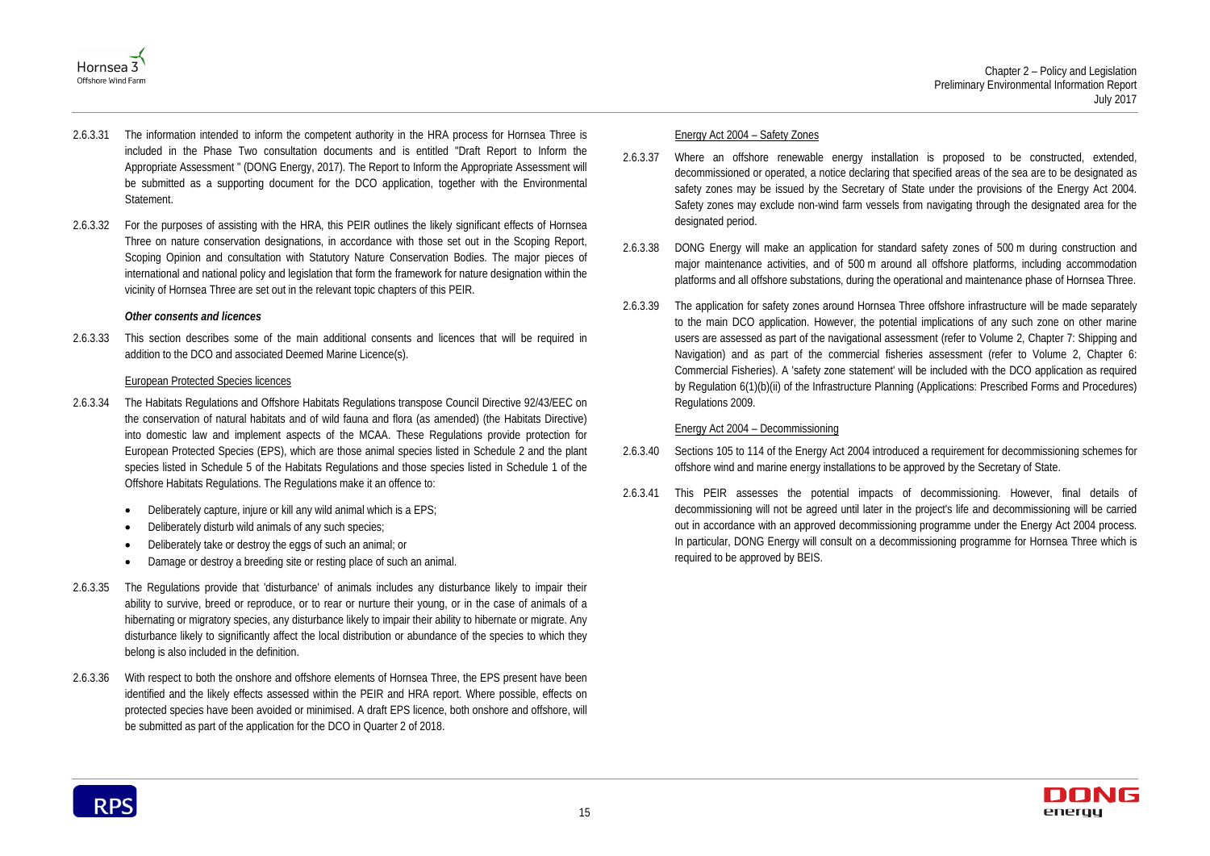2.6.3.31 The information intended to inform the competent authority in the HRA process for Hornsea Three is included in the Phase Two consultation documents and is entitled "Draft Report to Inform the Appropriate Assessment " (DONG Energy, 2017). The Report to Inform the Appropriate Assessment will be submitted as a supporting document for the DCO application, together with the Environmental Statement.

2.6.3.32 For the purposes of assisting with the HRA, this PEIR outlines the likely significant effects of Hornsea Three on nature conservation designations, in accordance with those set out in the Scoping Report, Scoping Opinion and consultation with Statutory Nature Conservation Bodies. The major pieces of international and national policy and legislation that form the framework for nature designation within the vicinity of Hornsea Three are set out in the relevant topic chapters of this PEIR.

***Other consents and licences***

2.6.3.33 This section describes some of the main additional consents and licences that will be required in addition to the DCO and associated Deemed Marine Licence(s).

European Protected Species licences

2.6.3.34 The Habitats Regulations and Offshore Habitats Regulations transpose Council Directive 92/43/EEC on the conservation of natural habitats and of wild fauna and flora (as amended) (the Habitats Directive) into domestic law and implement aspects of the MCAA. These Regulations provide protection for European Protected Species (EPS), which are those animal species listed in Schedule 2 and the plant species listed in Schedule 5 of the Habitats Regulations and those species listed in Schedule 1 of the Offshore Habitats Regulations. The Regulations make it an offence to:

- Deliberately capture, injure or kill any wild animal which is a EPS;
- Deliberately disturb wild animals of any such species;
- Deliberately take or destroy the eggs of such an animal; or
- Damage or destroy a breeding site or resting place of such an animal.

2.6.3.35 The Regulations provide that 'disturbance' of animals includes any disturbance likely to impair their ability to survive, breed or reproduce, or to rear or nurture their young, or in the case of animals of a hibernating or migratory species, any disturbance likely to impair their ability to hibernate or migrate. Any disturbance likely to significantly affect the local distribution or abundance of the species to which they belong is also included in the definition.

2.6.3.36 With respect to both the onshore and offshore elements of Hornsea Three, the EPS present have been identified and the likely effects assessed within the PEIR and HRA report. Where possible, effects on protected species have been avoided or minimised. A draft EPS licence, both onshore and offshore, will be submitted as part of the application for the DCO in Quarter 2 of 2018.

Energy Act 2004 – Safety Zones

2.6.3.37 Where an offshore renewable energy installation is proposed to be constructed, extended, decommissioned or operated, a notice declaring that specified areas of the sea are to be designated as safety zones may be issued by the Secretary of State under the provisions of the Energy Act 2004. Safety zones may exclude non-wind farm vessels from navigating through the designated area for the designated period.

2.6.3.38 DONG Energy will make an application for standard safety zones of 500 m during construction and major maintenance activities, and of 500 m around all offshore platforms, including accommodation platforms and all offshore substations, during the operational and maintenance phase of Hornsea Three.

2.6.3.39 The application for safety zones around Hornsea Three offshore infrastructure will be made separately to the main DCO application. However, the potential implications of any such zone on other marine users are assessed as part of the navigational assessment (refer to Volume 2, Chapter 7: Shipping and Navigation) and as part of the commercial fisheries assessment (refer to Volume 2, Chapter 6: Commercial Fisheries). A 'safety zone statement' will be included with the DCO application as required by Regulation 6(1)(b)(ii) of the Infrastructure Planning (Applications: Prescribed Forms and Procedures) Regulations 2009.

Energy Act 2004 – Decommissioning

2.6.3.40 Sections 105 to 114 of the Energy Act 2004 introduced a requirement for decommissioning schemes for offshore wind and marine energy installations to be approved by the Secretary of State.

2.6.3.41 This PEIR assesses the potential impacts of decommissioning. However, final details of decommissioning will not be agreed until later in the project's life and decommissioning will be carried out in accordance with an approved decommissioning programme under the Energy Act 2004 process. In particular, DONG Energy will consult on a decommissioning programme for Hornsea Three which is required to be approved by BEIS.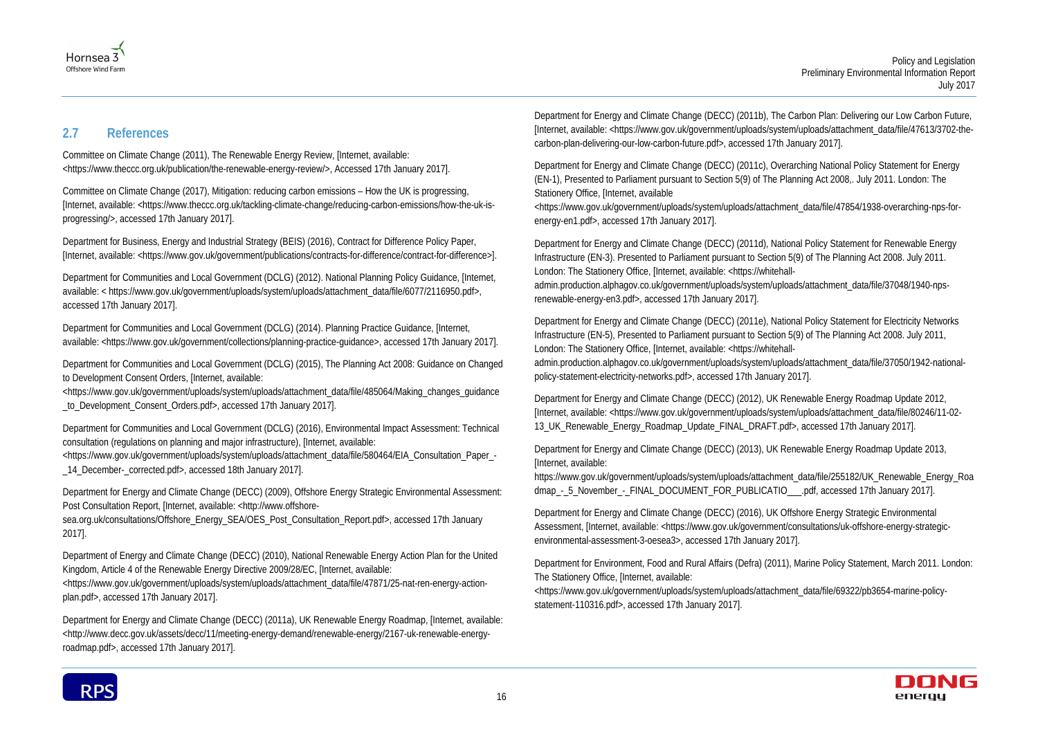## 2.7 References

Committee on Climate Change (2011), The Renewable Energy Review, [Internet, available: <https://www.theccc.org.uk/publication/the-renewable-energy-review/>, Accessed 17th January 2017].

Committee on Climate Change (2017), Mitigation: reducing carbon emissions – How the UK is progressing, [Internet, available: <https://www.theccc.org.uk/tackling-climate-change/reducing-carbon-emissions/how-the-uk-is-progressing/>, accessed 17th January 2017].

Department for Business, Energy and Industrial Strategy (BEIS) (2016), Contract for Difference Policy Paper, [Internet, available: <https://www.gov.uk/government/publications/contracts-for-difference/contract-for-difference>].

Department for Communities and Local Government (DCLG) (2012). National Planning Policy Guidance, [Internet, available: < https://www.gov.uk/government/uploads/system/uploads/attachment_data/file/6077/2116950.pdf>, accessed 17th January 2017].

Department for Communities and Local Government (DCLG) (2014). Planning Practice Guidance, [Internet, available: <https://www.gov.uk/government/collections/planning-practice-guidance>, accessed 17th January 2017].

Department for Communities and Local Government (DCLG) (2015), The Planning Act 2008: Guidance on Changed to Development Consent Orders, [Internet, available: <https://www.gov.uk/government/uploads/system/uploads/attachment_data/file/485064/Making_changes_guidance_to_Development_Consent_Orders.pdf>, accessed 17th January 2017].

Department for Communities and Local Government (DCLG) (2016), Environmental Impact Assessment: Technical consultation (regulations on planning and major infrastructure), [Internet, available: <https://www.gov.uk/government/uploads/system/uploads/attachment_data/file/580464/EIA_Consultation_Paper_-_14_December-_corrected.pdf>, accessed 18th January 2017].

Department for Energy and Climate Change (DECC) (2009), Offshore Energy Strategic Environmental Assessment: Post Consultation Report, [Internet, available: <http://www.offshore-sea.org.uk/consultations/Offshore_Energy_SEA/OES_Post_Consultation_Report.pdf>, accessed 17th January 2017].

Department of Energy and Climate Change (DECC) (2010), National Renewable Energy Action Plan for the United Kingdom, Article 4 of the Renewable Energy Directive 2009/28/EC, [Internet, available: <https://www.gov.uk/government/uploads/system/uploads/attachment_data/file/47871/25-nat-ren-energy-action-plan.pdf>, accessed 17th January 2017].

Department for Energy and Climate Change (DECC) (2011a), UK Renewable Energy Roadmap, [Internet, available: <http://www.decc.gov.uk/assets/decc/11/meeting-energy-demand/renewable-energy/2167-uk-renewable-energy-roadmap.pdf>, accessed 17th January 2017].

Department for Energy and Climate Change (DECC) (2011b), The Carbon Plan: Delivering our Low Carbon Future, [Internet, available: <https://www.gov.uk/government/uploads/system/uploads/attachment_data/file/47613/3702-the-carbon-plan-delivering-our-low-carbon-future.pdf>, accessed 17th January 2017].

Department for Energy and Climate Change (DECC) (2011c), Overarching National Policy Statement for Energy (EN-1), Presented to Parliament pursuant to Section 5(9) of The Planning Act 2008,. July 2011. London: The Stationery Office, [Internet, available <https://www.gov.uk/government/uploads/system/uploads/attachment_data/file/47854/1938-overarching-nps-for-energy-en1.pdf>, accessed 17th January 2017].

Department for Energy and Climate Change (DECC) (2011d), National Policy Statement for Renewable Energy Infrastructure (EN-3). Presented to Parliament pursuant to Section 5(9) of The Planning Act 2008. July 2011. London: The Stationery Office, [Internet, available: <https://whitehall-admin.production.alphagov.co.uk/government/uploads/system/uploads/attachment_data/file/37048/1940-nps-renewable-energy-en3.pdf>, accessed 17th January 2017].

Department for Energy and Climate Change (DECC) (2011e), National Policy Statement for Electricity Networks Infrastructure (EN-5), Presented to Parliament pursuant to Section 5(9) of The Planning Act 2008. July 2011, London: The Stationery Office, [Internet, available: <https://whitehall-admin.production.alphagov.co.uk/government/uploads/system/uploads/attachment_data/file/37050/1942-national-policy-statement-electricity-networks.pdf>, accessed 17th January 2017].

Department for Energy and Climate Change (DECC) (2012), UK Renewable Energy Roadmap Update 2012, [Internet, available: <https://www.gov.uk/government/uploads/system/uploads/attachment_data/file/80246/11-02-13_UK_Renewable_Energy_Roadmap_Update_FINAL_DRAFT.pdf>, accessed 17th January 2017].

Department for Energy and Climate Change (DECC) (2013), UK Renewable Energy Roadmap Update 2013, [Internet, available: https://www.gov.uk/government/uploads/system/uploads/attachment_data/file/255182/UK_Renewable_Energy_Roadmap_-_5_November_-_FINAL_DOCUMENT_FOR_PUBLICATIO___.pdf, accessed 17th January 2017].

Department for Energy and Climate Change (DECC) (2016), UK Offshore Energy Strategic Environmental Assessment, [Internet, available: <https://www.gov.uk/government/consultations/uk-offshore-energy-strategic-environmental-assessment-3-oesea3>, accessed 17th January 2017].

Department for Environment, Food and Rural Affairs (Defra) (2011), Marine Policy Statement, March 2011. London: The Stationery Office, [Internet, available: <https://www.gov.uk/government/uploads/system/uploads/attachment_data/file/69322/pb3654-marine-policy-statement-110316.pdf>, accessed 17th January 2017].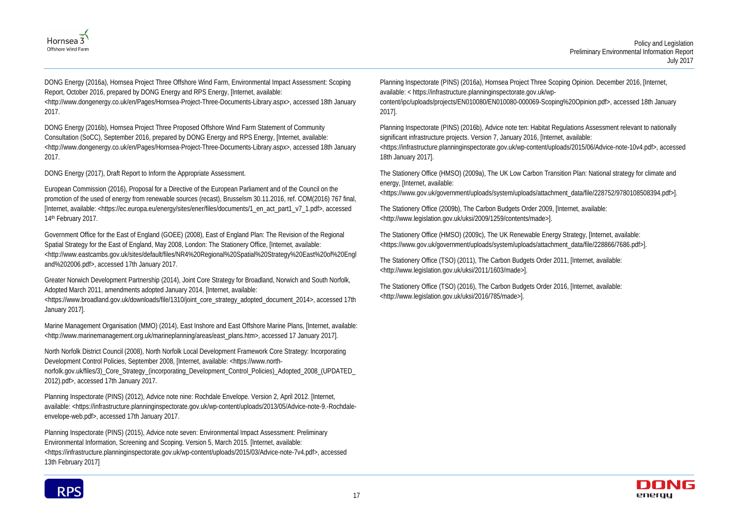DONG Energy (2016a), Hornsea Project Three Offshore Wind Farm, Environmental Impact Assessment: Scoping Report, October 2016, prepared by DONG Energy and RPS Energy, [Internet, available: <http://www.dongenergy.co.uk/en/Pages/Hornsea-Project-Three-Documents-Library.aspx>, accessed 18th January 2017.

DONG Energy (2016b), Hornsea Project Three Proposed Offshore Wind Farm Statement of Community Consultation (SoCC), September 2016, prepared by DONG Energy and RPS Energy, [Internet, available: <http://www.dongenergy.co.uk/en/Pages/Hornsea-Project-Three-Documents-Library.aspx>, accessed 18th January 2017.

DONG Energy (2017), Draft Report to Inform the Appropriate Assessment.

European Commission (2016), Proposal for a Directive of the European Parliament and of the Council on the promotion of the used of energy from renewable sources (recast), Brusselsm 30.11.2016, ref. COM(2016) 767 final, [Internet, available: <https://ec.europa.eu/energy/sites/ener/files/documents/1_en_act_part1_v7_1.pdf>, accessed 14th February 2017.

Government Office for the East of England (GOEE) (2008), East of England Plan: The Revision of the Regional Spatial Strategy for the East of England, May 2008, London: The Stationery Office, [Internet, available: <http://www.eastcambs.gov.uk/sites/default/files/NR4%20Regional%20Spatial%20Strategy%20East%20of%20England%202006.pdf>, accessed 17th January 2017.

Greater Norwich Development Partnership (2014), Joint Core Strategy for Broadland, Norwich and South Norfolk, Adopted March 2011, amendments adopted January 2014, [Internet, available: <https://www.broadland.gov.uk/downloads/file/1310/joint_core_strategy_adopted_document_2014>, accessed 17th January 2017].

Marine Management Organisation (MMO) (2014), East Inshore and East Offshore Marine Plans, [Internet, available: <http://www.marinemanagement.org.uk/marineplanning/areas/east_plans.htm>, accessed 17 January 2017].

North Norfolk District Council (2008), North Norfolk Local Development Framework Core Strategy: Incorporating Development Control Policies, September 2008, [Internet, available: <https://www.north-norfolk.gov.uk/files/3)_Core_Strategy_(incorporating_Development_Control_Policies)_Adopted_2008_(UPDATED_2012).pdf>, accessed 17th January 2017.

Planning Inspectorate (PINS) (2012), Advice note nine: Rochdale Envelope. Version 2, April 2012. [Internet, available: <https://infrastructure.planninginspectorate.gov.uk/wp-content/uploads/2013/05/Advice-note-9.-Rochdale-envelope-web.pdf>, accessed 17th January 2017.

Planning Inspectorate (PINS) (2015), Advice note seven: Environmental Impact Assessment: Preliminary Environmental Information, Screening and Scoping. Version 5, March 2015. [Internet, available: <https://infrastructure.planninginspectorate.gov.uk/wp-content/uploads/2015/03/Advice-note-7v4.pdf>, accessed 13th February 2017]

Planning Inspectorate (PINS) (2016a), Hornsea Project Three Scoping Opinion. December 2016, [Internet, available: < https://infrastructure.planninginspectorate.gov.uk/wp-content/ipc/uploads/projects/EN010080/EN010080-000069-Scoping%20Opinion.pdf>, accessed 18th January 2017].

Planning Inspectorate (PINS) (2016b), Advice note ten: Habitat Regulations Assessment relevant to nationally significant infrastructure projects. Version 7, January 2016, [Internet, available: <https://infrastructure.planninginspectorate.gov.uk/wp-content/uploads/2015/06/Advice-note-10v4.pdf>, accessed 18th January 2017].

The Stationery Office (HMSO) (2009a), The UK Low Carbon Transition Plan: National strategy for climate and energy, [Internet, available: <https://www.gov.uk/government/uploads/system/uploads/attachment_data/file/228752/9780108508394.pdf>].

The Stationery Office (2009b), The Carbon Budgets Order 2009, [Internet, available: <http://www.legislation.gov.uk/uksi/2009/1259/contents/made>].

The Stationery Office (HMSO) (2009c), The UK Renewable Energy Strategy, [Internet, available: <https://www.gov.uk/government/uploads/system/uploads/attachment_data/file/228866/7686.pdf>].

The Stationery Office (TSO) (2011), The Carbon Budgets Order 2011, [Internet, available: <http://www.legislation.gov.uk/uksi/2011/1603/made>].

The Stationery Office (TSO) (2016), The Carbon Budgets Order 2016, [Internet, available: <http://www.legislation.gov.uk/uksi/2016/785/made>].